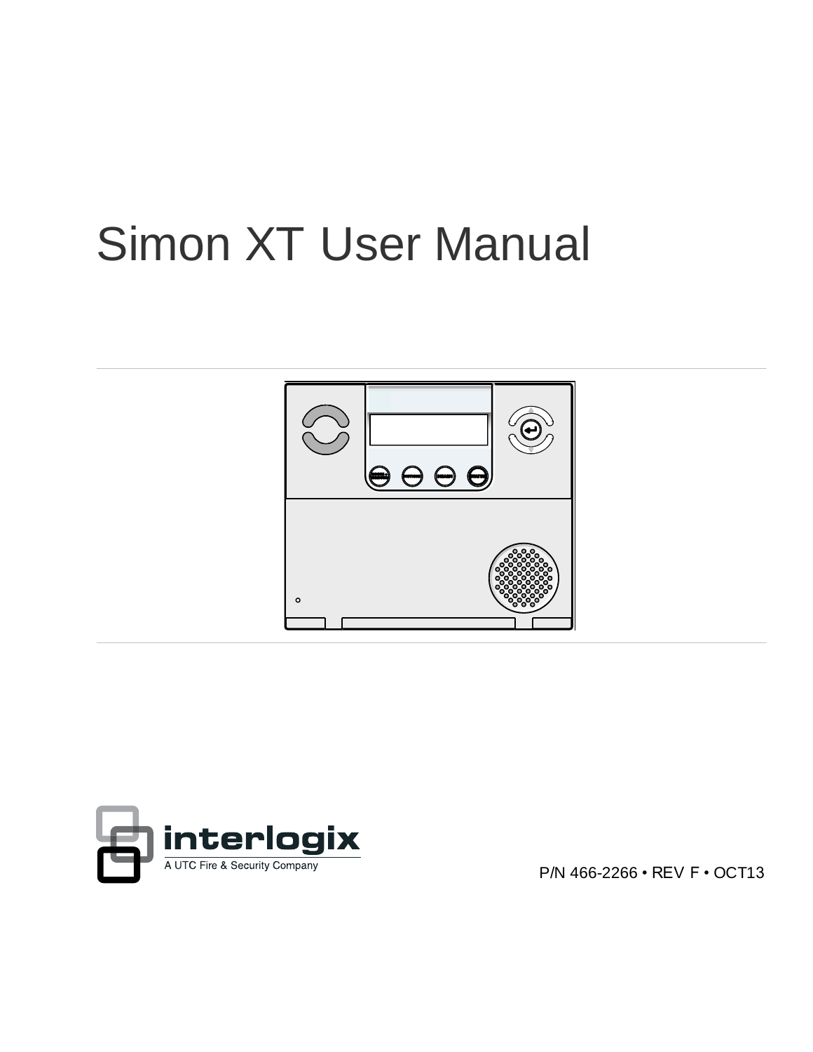# Simon XT User Manual

interlogix

A UTC Fire & Security Company

P/N 466-2266 • REV F • OCT13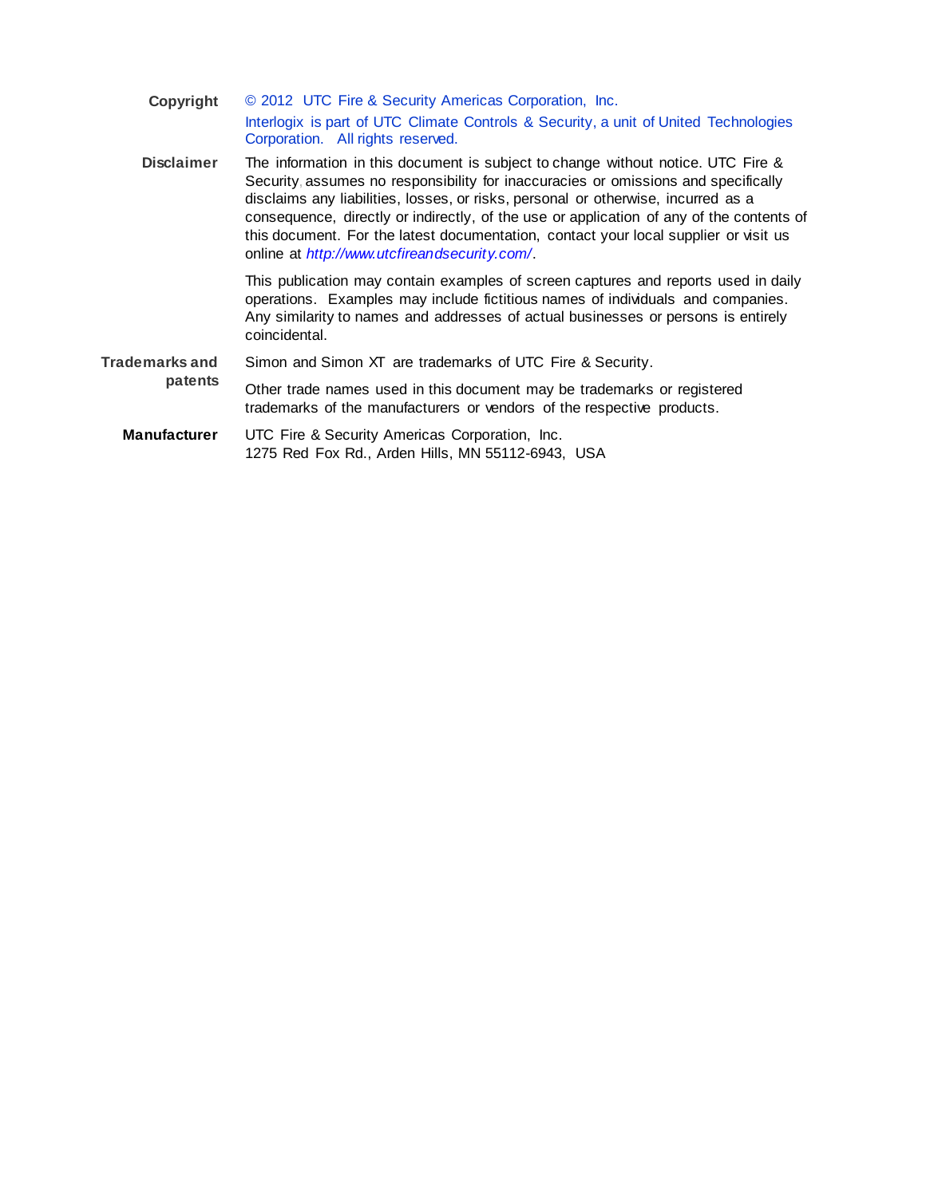**Copyright** © 2012 UTC Fire & Security Americas Corporation, Inc.

Interlogix is part of UTC Climate Controls & Security, a unit of United Technologies Corporation. All rights reserved.

**Disclaimer** The information in this document is subject to change without notice. UTC Fire & Security assumes no responsibility for inaccuracies or omissions and specifically disclaims any liabilities, losses, or risks, personal or otherwise, incurred as a consequence, directly or indirectly, of the use or application of any of the contents of this document. For the latest documentation, contact your local supplier or visit us online at *http://www.utcfireandsecurity.com/*.

This publication may contain examples of screen captures and reports used in daily operations. Examples may include fictitious names of individuals and companies. Any similarity to names and addresses of actual businesses or persons is entirely coincidental.

**Trademarks and patents** Simon and Simon XT are trademarks of UTC Fire & Security.

Other trade names used in this document may be trademarks or registered trademarks of the manufacturers or vendors of the respective products.

**Manufacturer** UTC Fire & Security Americas Corporation, Inc.
1275 Red Fox Rd., Arden Hills, MN 55112-6943, USA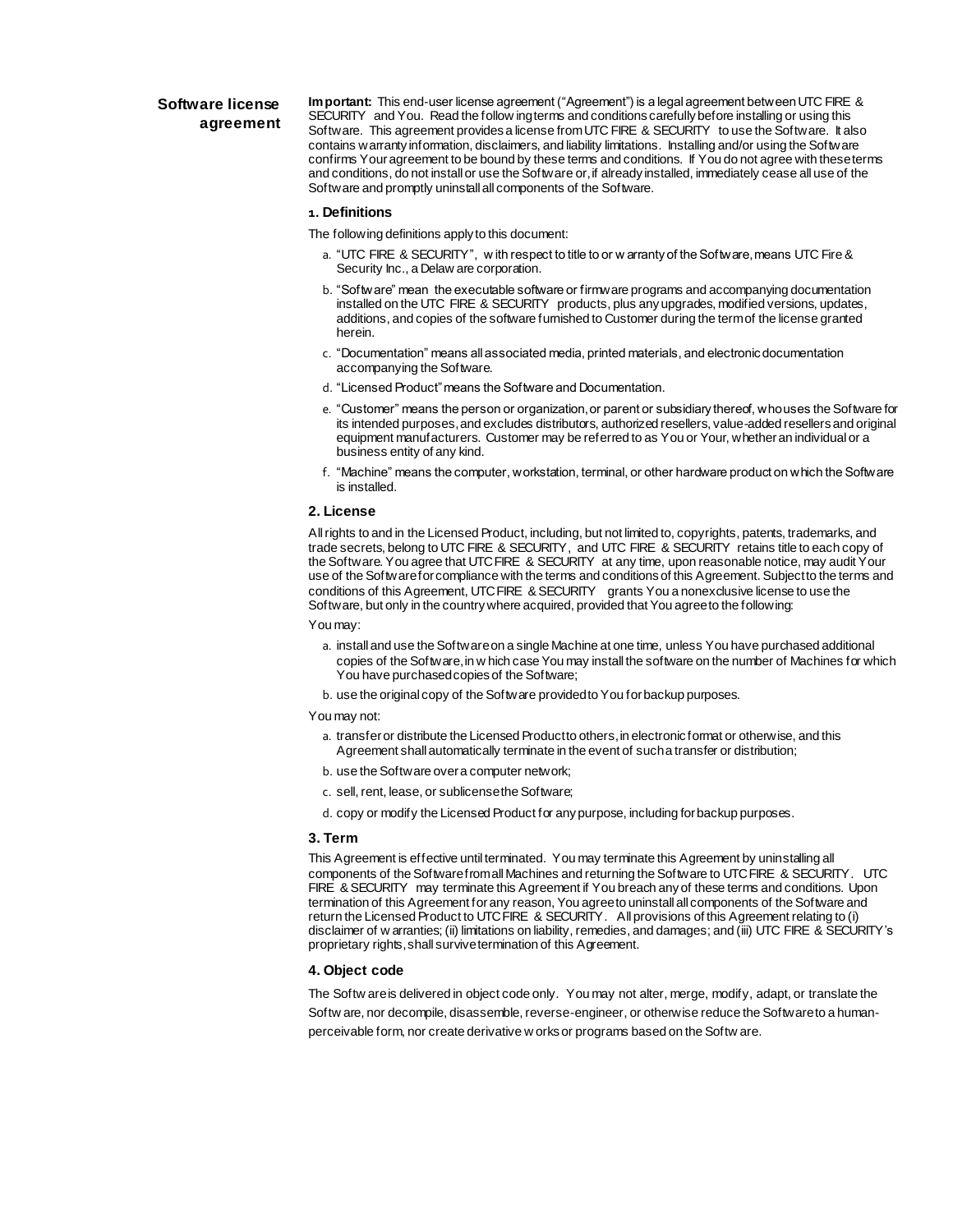## Software license agreement

**Important:** This end-user license agreement ("Agreement") is a legal agreement between UTC FIRE & SECURITY and You. Read the following terms and conditions carefully before installing or using this Software. This agreement provides a license from UTC FIRE & SECURITY to use the Software. It also contains warranty information, disclaimers, and liability limitations. Installing and/or using the Software confirms Your agreement to be bound by these terms and conditions. If You do not agree with these terms and conditions, do not install or use the Software or, if already installed, immediately cease all use of the Software and promptly uninstall all components of the Software.

### 1. Definitions

The following definitions apply to this document:

a. "UTC FIRE & SECURITY", with respect to title to or warranty of the Software, means UTC Fire & Security Inc., a Delaware corporation.

b. "Software" mean the executable software or firmware programs and accompanying documentation installed on the UTC FIRE & SECURITY products, plus any upgrades, modified versions, updates, additions, and copies of the software furnished to Customer during the term of the license granted herein.

c. "Documentation" means all associated media, printed materials, and electronic documentation accompanying the Software.

d. "Licensed Product" means the Software and Documentation.

e. "Customer" means the person or organization, or parent or subsidiary thereof, who uses the Software for its intended purposes, and excludes distributors, authorized resellers, value-added resellers and original equipment manufacturers. Customer may be referred to as You or Your, whether an individual or a business entity of any kind.

f. "Machine" means the computer, workstation, terminal, or other hardware product on which the Software is installed.

### 2. License

All rights to and in the Licensed Product, including, but not limited to, copyrights, patents, trademarks, and trade secrets, belong to UTC FIRE & SECURITY, and UTC FIRE & SECURITY retains title to each copy of the Software. You agree that UTC FIRE & SECURITY at any time, upon reasonable notice, may audit Your use of the Software for compliance with the terms and conditions of this Agreement. Subject to the terms and conditions of this Agreement, UTC FIRE & SECURITY grants You a nonexclusive license to use the Software, but only in the country where acquired, provided that You agree to the following:

You may:

a. install and use the Software on a single Machine at one time, unless You have purchased additional copies of the Software, in which case You may install the software on the number of Machines for which You have purchased copies of the Software;

b. use the original copy of the Software provided to You for backup purposes.

You may not:

a. transfer or distribute the Licensed Product to others, in electronic format or otherwise, and this Agreement shall automatically terminate in the event of such a transfer or distribution;

b. use the Software over a computer network;

c. sell, rent, lease, or sublicense the Software;

d. copy or modify the Licensed Product for any purpose, including for backup purposes.

### 3. Term

This Agreement is effective until terminated. You may terminate this Agreement by uninstalling all components of the Software from all Machines and returning the Software to UTC FIRE & SECURITY. UTC FIRE & SECURITY may terminate this Agreement if You breach any of these terms and conditions. Upon termination of this Agreement for any reason, You agree to uninstall all components of the Software and return the Licensed Product to UTC FIRE & SECURITY. All provisions of this Agreement relating to (i) disclaimer of warranties; (ii) limitations on liability, remedies, and damages; and (iii) UTC FIRE & SECURITY's proprietary rights, shall survive termination of this Agreement.

### 4. Object code

The Software is delivered in object code only. You may not alter, merge, modify, adapt, or translate the Software, nor decompile, disassemble, reverse-engineer, or otherwise reduce the Software to a human-perceivable form, nor create derivative works or programs based on the Software.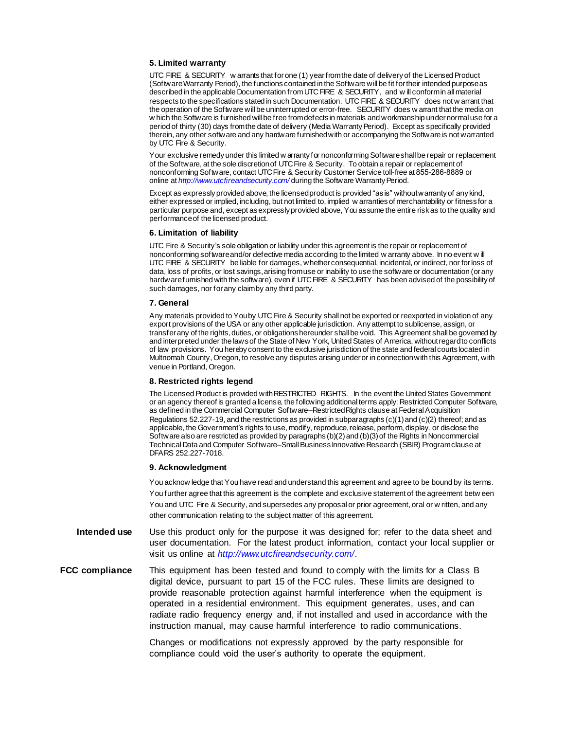#### 5. Limited warranty

UTC FIRE & SECURITY warrants that for one (1) year from the date of delivery of the Licensed Product (Software Warranty Period), the functions contained in the Software will be fit for their intended purpose as described in the applicable Documentation from UTC FIRE & SECURITY, and will conform in all material respects to the specifications stated in such Documentation. UTC FIRE & SECURITY does not warrant that the operation of the Software will be uninterrupted or error-free. SECURITY does warrant that the media on which the Software is furnished will be free from defects in materials and workmanship under normal use for a period of thirty (30) days from the date of delivery (Media Warranty Period). Except as specifically provided therein, any other software and any hardware furnished with or accompanying the Software is not warranted by UTC Fire & Security.

Your exclusive remedy under this limited warranty for nonconforming Software shall be repair or replacement of the Software, at the sole discretion of UTC Fire & Security. To obtain a repair or replacement of nonconforming Software, contact UTC Fire & Security Customer Service toll-free at 855-286-8889 or online at *http://www.utcfireandsecurity.com/* during the Software Warranty Period.

Except as expressly provided above, the licensed product is provided "as is" without warranty of any kind, either expressed or implied, including, but not limited to, implied warranties of merchantability or fitness for a particular purpose and, except as expressly provided above, You assume the entire risk as to the quality and performance of the licensed product.

#### 6. Limitation of liability

UTC Fire & Security's sole obligation or liability under this agreement is the repair or replacement of nonconforming software and/or defective media according to the limited warranty above. In no event will UTC FIRE & SECURITY be liable for damages, whether consequential, incidental, or indirect, nor for loss of data, loss of profits, or lost savings, arising from use or inability to use the software or documentation (or any hardware furnished with the software), even if UTC FIRE & SECURITY has been advised of the possibility of such damages, nor for any claim by any third party.

#### 7. General

Any materials provided to You by UTC Fire & Security shall not be exported or reexported in violation of any export provisions of the USA or any other applicable jurisdiction. Any attempt to sublicense, assign, or transfer any of the rights, duties, or obligations hereunder shall be void. This Agreement shall be governed by and interpreted under the laws of the State of New York, United States of America, without regard to conflicts of law provisions. You hereby consent to the exclusive jurisdiction of the state and federal courts located in Multnomah County, Oregon, to resolve any disputes arising under or in connection with this Agreement, with venue in Portland, Oregon.

#### 8. Restricted rights legend

The Licensed Product is provided with RESTRICTED RIGHTS. In the event the United States Government or an agency thereof is granted a license, the following additional terms apply: Restricted Computer Software, as defined in the Commercial Computer Software–Restricted Rights clause at Federal Acquisition Regulations 52.227-19, and the restrictions as provided in subparagraphs (c)(1) and (c)(2) thereof; and as applicable, the Government's rights to use, modify, reproduce, release, perform, display, or disclose the Software also are restricted as provided by paragraphs (b)(2) and (b)(3) of the Rights in Noncommercial Technical Data and Computer Software–Small Business Innovative Research (SBIR) Program clause at DFARS 252.227-7018.

#### 9. Acknowledgment

You acknowledge that You have read and understand this agreement and agree to be bound by its terms. You further agree that this agreement is the complete and exclusive statement of the agreement between You and UTC Fire & Security, and supersedes any proposal or prior agreement, oral or written, and any other communication relating to the subject matter of this agreement.

**Intended use**

Use this product only for the purpose it was designed for; refer to the data sheet and user documentation. For the latest product information, contact your local supplier or visit us online at *http://www.utcfireandsecurity.com/*.

**FCC compliance**

This equipment has been tested and found to comply with the limits for a Class B digital device, pursuant to part 15 of the FCC rules. These limits are designed to provide reasonable protection against harmful interference when the equipment is operated in a residential environment. This equipment generates, uses, and can radiate radio frequency energy and, if not installed and used in accordance with the instruction manual, may cause harmful interference to radio communications.

Changes or modifications not expressly approved by the party responsible for compliance could void the user's authority to operate the equipment.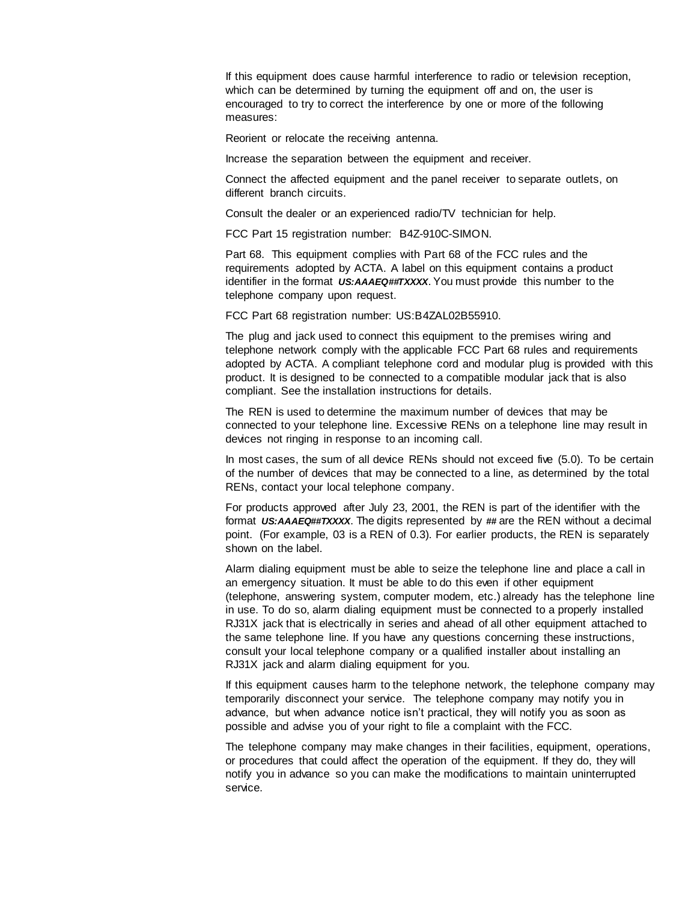If this equipment does cause harmful interference to radio or television reception, which can be determined by turning the equipment off and on, the user is encouraged to try to correct the interference by one or more of the following measures:

Reorient or relocate the receiving antenna.

Increase the separation between the equipment and receiver.

Connect the affected equipment and the panel receiver to separate outlets, on different branch circuits.

Consult the dealer or an experienced radio/TV technician for help.

FCC Part 15 registration number: B4Z-910C-SIMON.

Part 68. This equipment complies with Part 68 of the FCC rules and the requirements adopted by ACTA. A label on this equipment contains a product identifier in the format ***US:AAAEQ##TXXXX***. You must provide this number to the telephone company upon request.

FCC Part 68 registration number: US:B4ZAL02B55910.

The plug and jack used to connect this equipment to the premises wiring and telephone network comply with the applicable FCC Part 68 rules and requirements adopted by ACTA. A compliant telephone cord and modular plug is provided with this product. It is designed to be connected to a compatible modular jack that is also compliant. See the installation instructions for details.

The REN is used to determine the maximum number of devices that may be connected to your telephone line. Excessive RENs on a telephone line may result in devices not ringing in response to an incoming call.

In most cases, the sum of all device RENs should not exceed five (5.0). To be certain of the number of devices that may be connected to a line, as determined by the total RENs, contact your local telephone company.

For products approved after July 23, 2001, the REN is part of the identifier with the format ***US:AAAEQ##TXXXX***. The digits represented by **##** are the REN without a decimal point. (For example, 03 is a REN of 0.3). For earlier products, the REN is separately shown on the label.

Alarm dialing equipment must be able to seize the telephone line and place a call in an emergency situation. It must be able to do this even if other equipment (telephone, answering system, computer modem, etc.) already has the telephone line in use. To do so, alarm dialing equipment must be connected to a properly installed RJ31X jack that is electrically in series and ahead of all other equipment attached to the same telephone line. If you have any questions concerning these instructions, consult your local telephone company or a qualified installer about installing an RJ31X jack and alarm dialing equipment for you.

If this equipment causes harm to the telephone network, the telephone company may temporarily disconnect your service. The telephone company may notify you in advance, but when advance notice isn't practical, they will notify you as soon as possible and advise you of your right to file a complaint with the FCC.

The telephone company may make changes in their facilities, equipment, operations, or procedures that could affect the operation of the equipment. If they do, they will notify you in advance so you can make the modifications to maintain uninterrupted service.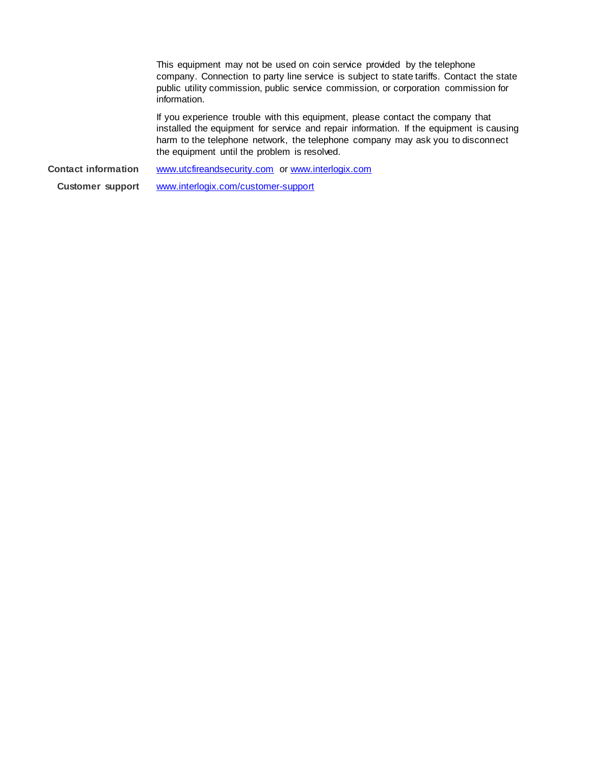This equipment may not be used on coin service provided by the telephone company. Connection to party line service is subject to state tariffs. Contact the state public utility commission, public service commission, or corporation commission for information.

If you experience trouble with this equipment, please contact the company that installed the equipment for service and repair information. If the equipment is causing harm to the telephone network, the telephone company may ask you to disconnect the equipment until the problem is resolved.

**Contact information** www.utcfireandsecurity.com or www.interlogix.com

**Customer support** www.interlogix.com/customer-support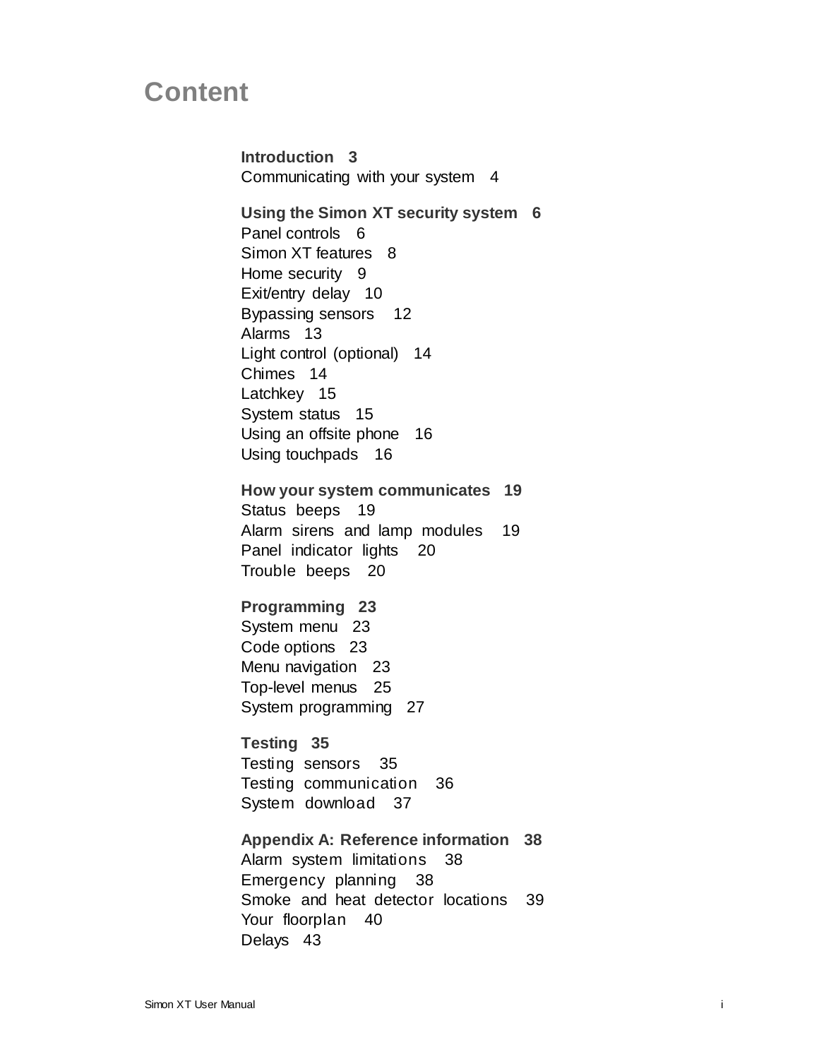# Content

**Introduction 3**
Communicating with your system 4

**Using the Simon XT security system 6**
Panel controls 6
Simon XT features 8
Home security 9
Exit/entry delay 10
Bypassing sensors 12
Alarms 13
Light control (optional) 14
Chimes 14
Latchkey 15
System status 15
Using an offsite phone 16
Using touchpads 16

**How your system communicates 19**
Status beeps 19
Alarm sirens and lamp modules 19
Panel indicator lights 20
Trouble beeps 20

**Programming 23**
System menu 23
Code options 23
Menu navigation 23
Top-level menus 25
System programming 27

**Testing 35**
Testing sensors 35
Testing communication 36
System download 37

**Appendix A: Reference information 38**
Alarm system limitations 38
Emergency planning 38
Smoke and heat detector locations 39
Your floorplan 40
Delays 43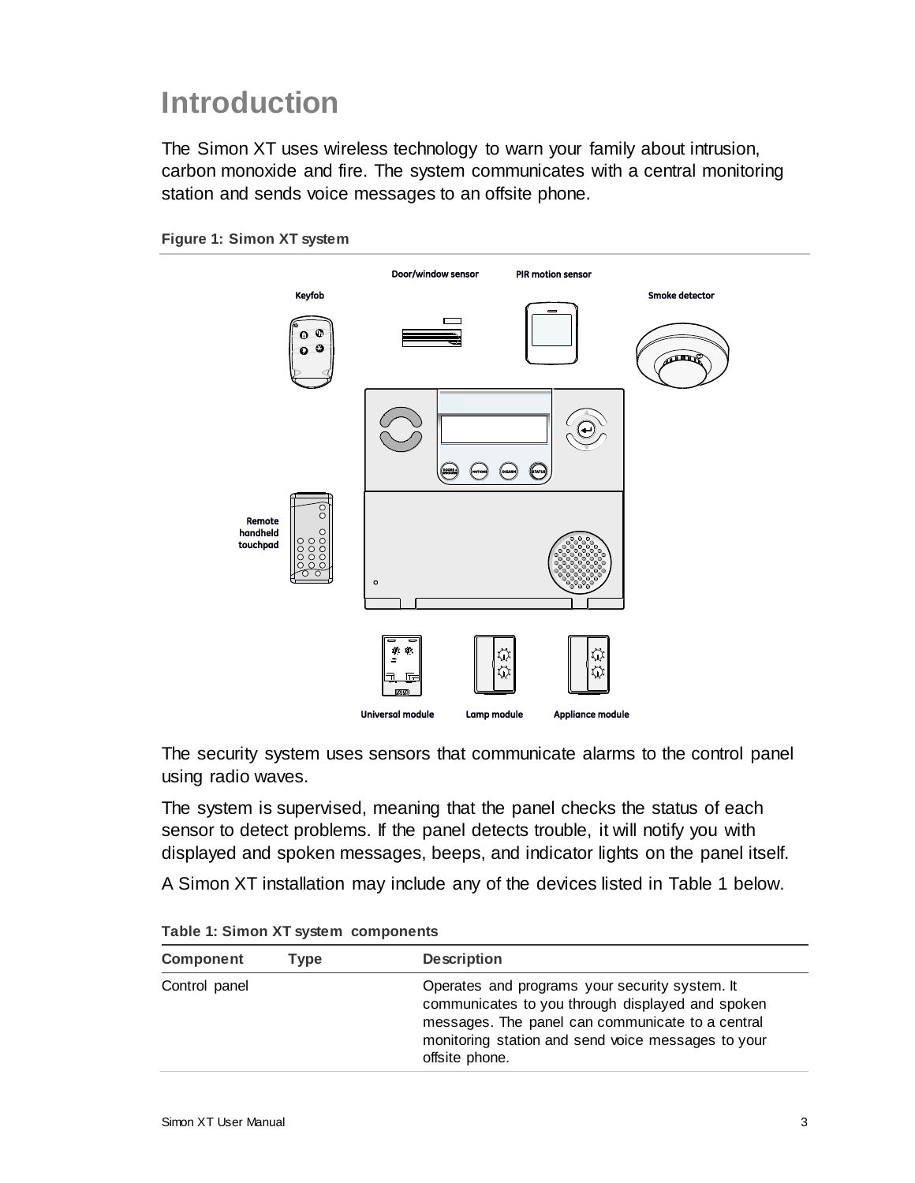# Introduction

The Simon XT uses wireless technology to warn your family about intrusion, carbon monoxide and fire. The system communicates with a central monitoring station and sends voice messages to an offsite phone.

**Figure 1: Simon XT system**

The security system uses sensors that communicate alarms to the control panel using radio waves.

The system is supervised, meaning that the panel checks the status of each sensor to detect problems. If the panel detects trouble, it will notify you with displayed and spoken messages, beeps, and indicator lights on the panel itself.

A Simon XT installation may include any of the devices listed in Table 1 below.

**Table 1: Simon XT system components**

| Component | Type | Description |
|---|---|---|
| Control panel | | Operates and programs your security system. It communicates to you through displayed and spoken messages. The panel can communicate to a central monitoring station and send voice messages to your offsite phone. |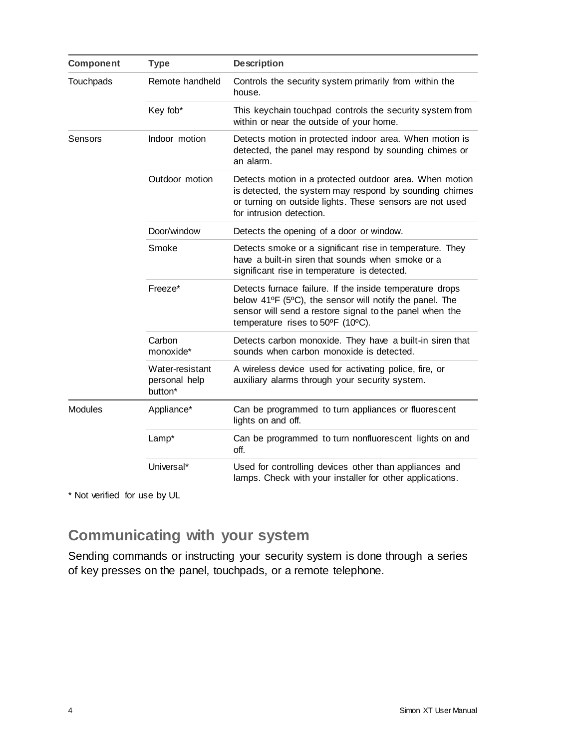| Component | Type | Description |
|---|---|---|
| Touchpads | Remote handheld | Controls the security system primarily from within the house. |
| | Key fob* | This keychain touchpad controls the security system from within or near the outside of your home. |
| Sensors | Indoor motion | Detects motion in protected indoor area. When motion is detected, the panel may respond by sounding chimes or an alarm. |
| | Outdoor motion | Detects motion in a protected outdoor area. When motion is detected, the system may respond by sounding chimes or turning on outside lights. These sensors are not used for intrusion detection. |
| | Door/window | Detects the opening of a door or window. |
| | Smoke | Detects smoke or a significant rise in temperature. They have a built-in siren that sounds when smoke or a significant rise in temperature is detected. |
| | Freeze* | Detects furnace failure. If the inside temperature drops below 41ºF (5ºC), the sensor will notify the panel. The sensor will send a restore signal to the panel when the temperature rises to 50ºF (10ºC). |
| | Carbon monoxide* | Detects carbon monoxide. They have a built-in siren that sounds when carbon monoxide is detected. |
| | Water-resistant personal help button* | A wireless device used for activating police, fire, or auxiliary alarms through your security system. |
| Modules | Appliance* | Can be programmed to turn appliances or fluorescent lights on and off. |
| | Lamp* | Can be programmed to turn nonfluorescent lights on and off. |
| | Universal* | Used for controlling devices other than appliances and lamps. Check with your installer for other applications. |

* Not verified for use by UL

## Communicating with your system

Sending commands or instructing your security system is done through a series of key presses on the panel, touchpads, or a remote telephone.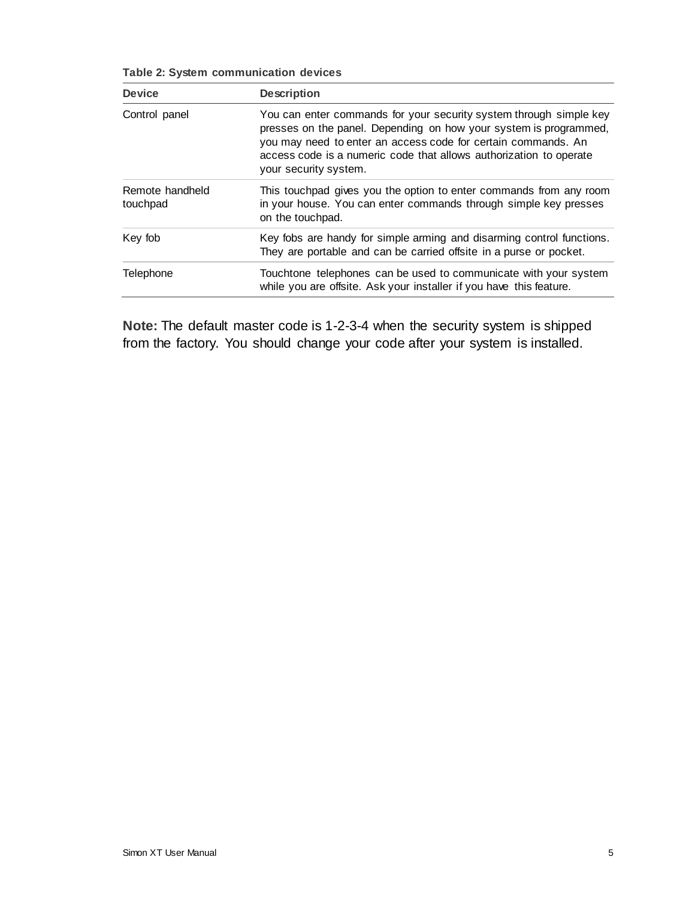**Table 2: System communication devices**

| Device | Description |
| --- | --- |
| Control panel | You can enter commands for your security system through simple key presses on the panel. Depending on how your system is programmed, you may need to enter an access code for certain commands. An access code is a numeric code that allows authorization to operate your security system. |
| Remote handheld touchpad | This touchpad gives you the option to enter commands from any room in your house. You can enter commands through simple key presses on the touchpad. |
| Key fob | Key fobs are handy for simple arming and disarming control functions. They are portable and can be carried offsite in a purse or pocket. |
| Telephone | Touchtone telephones can be used to communicate with your system while you are offsite. Ask your installer if you have this feature. |

**Note:** The default master code is 1-2-3-4 when the security system is shipped from the factory. You should change your code after your system is installed.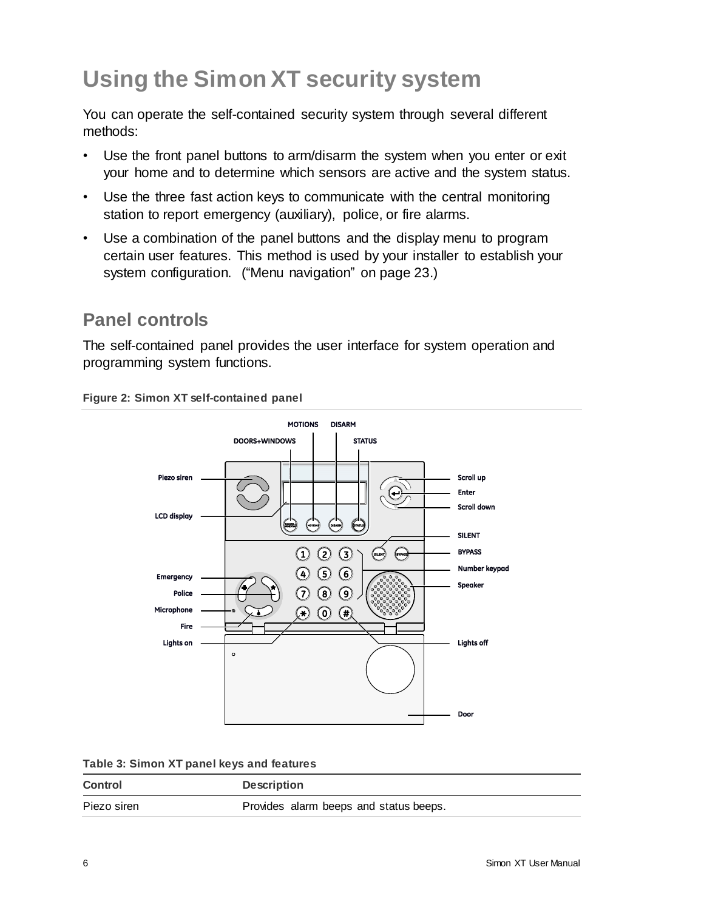# Using the Simon XT security system

You can operate the self-contained security system through several different methods:

- Use the front panel buttons to arm/disarm the system when you enter or exit your home and to determine which sensors are active and the system status.
- Use the three fast action keys to communicate with the central monitoring station to report emergency (auxiliary), police, or fire alarms.
- Use a combination of the panel buttons and the display menu to program certain user features. This method is used by your installer to establish your system configuration. ("Menu navigation" on page 23.)

## Panel controls

The self-contained panel provides the user interface for system operation and programming system functions.

**Figure 2: Simon XT self-contained panel**

**Table 3: Simon XT panel keys and features**

| Control | Description |
| --- | --- |
| Piezo siren | Provides alarm beeps and status beeps. |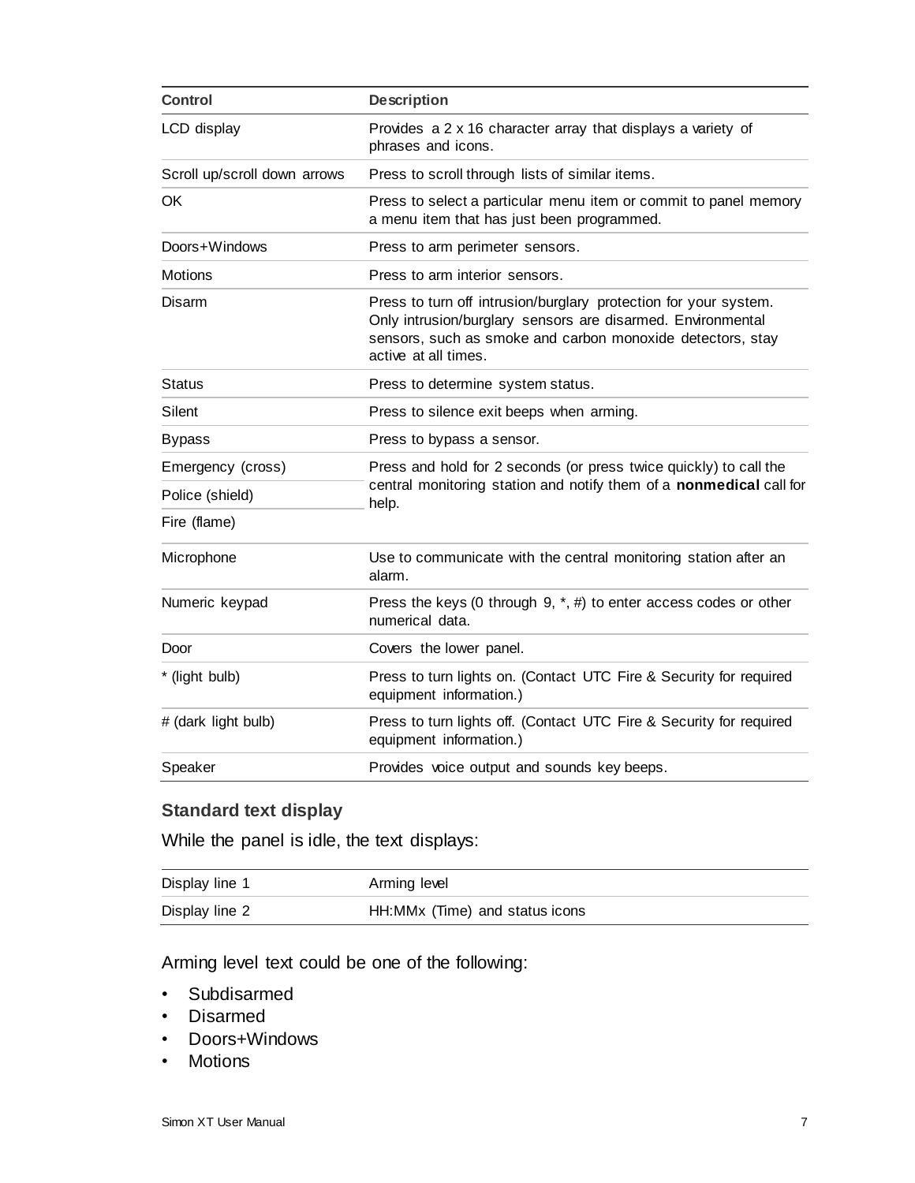| Control | Description |
|---|---|
| LCD display | Provides a 2 x 16 character array that displays a variety of phrases and icons. |
| Scroll up/scroll down arrows | Press to scroll through lists of similar items. |
| OK | Press to select a particular menu item or commit to panel memory a menu item that has just been programmed. |
| Doors+Windows | Press to arm perimeter sensors. |
| Motions | Press to arm interior sensors. |
| Disarm | Press to turn off intrusion/burglary protection for your system. Only intrusion/burglary sensors are disarmed. Environmental sensors, such as smoke and carbon monoxide detectors, stay active at all times. |
| Status | Press to determine system status. |
| Silent | Press to silence exit beeps when arming. |
| Bypass | Press to bypass a sensor. |
| Emergency (cross) | Press and hold for 2 seconds (or press twice quickly) to call the central monitoring station and notify them of a **nonmedical** call for help. |
| Police (shield) | |
| Fire (flame) | |
| Microphone | Use to communicate with the central monitoring station after an alarm. |
| Numeric keypad | Press the keys (0 through 9, *, #) to enter access codes or other numerical data. |
| Door | Covers the lower panel. |
| * (light bulb) | Press to turn lights on. (Contact UTC Fire & Security for required equipment information.) |
| # (dark light bulb) | Press to turn lights off. (Contact UTC Fire & Security for required equipment information.) |
| Speaker | Provides voice output and sounds key beeps. |

### Standard text display

While the panel is idle, the text displays:

| | |
|---|---|
| Display line 1 | Arming level |
| Display line 2 | HH:MMx (Time) and status icons |

Arming level text could be one of the following:

- Subdisarmed
- Disarmed
- Doors+Windows
- Motions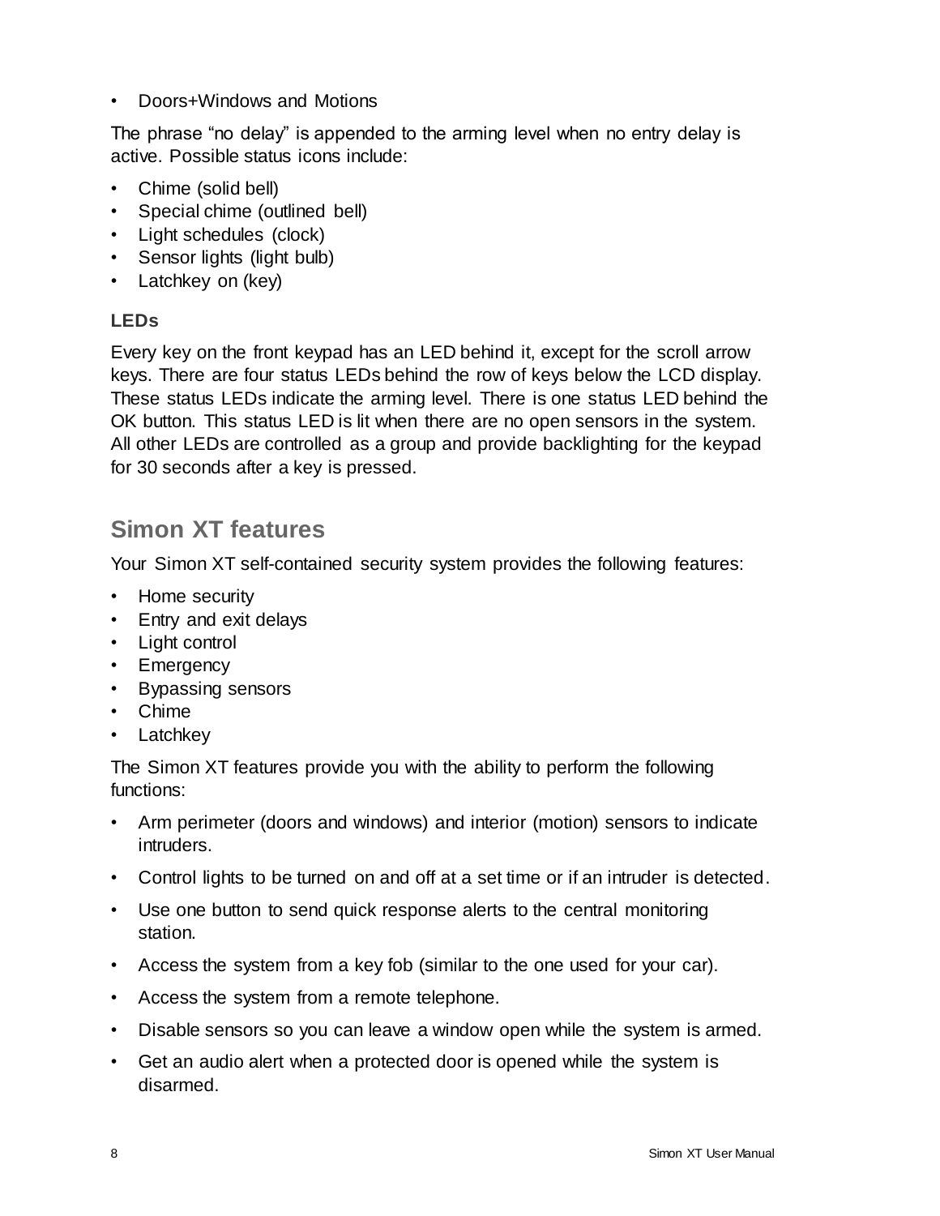- Doors+Windows and Motions

The phrase “no delay” is appended to the arming level when no entry delay is active. Possible status icons include:

- Chime (solid bell)
- Special chime (outlined bell)
- Light schedules (clock)
- Sensor lights (light bulb)
- Latchkey on (key)

### LEDs

Every key on the front keypad has an LED behind it, except for the scroll arrow keys. There are four status LEDs behind the row of keys below the LCD display. These status LEDs indicate the arming level. There is one status LED behind the OK button. This status LED is lit when there are no open sensors in the system. All other LEDs are controlled as a group and provide backlighting for the keypad for 30 seconds after a key is pressed.

## Simon XT features

Your Simon XT self-contained security system provides the following features:

- Home security
- Entry and exit delays
- Light control
- Emergency
- Bypassing sensors
- Chime
- Latchkey

The Simon XT features provide you with the ability to perform the following functions:

- Arm perimeter (doors and windows) and interior (motion) sensors to indicate intruders.
- Control lights to be turned on and off at a set time or if an intruder is detected.
- Use one button to send quick response alerts to the central monitoring station.
- Access the system from a key fob (similar to the one used for your car).
- Access the system from a remote telephone.
- Disable sensors so you can leave a window open while the system is armed.
- Get an audio alert when a protected door is opened while the system is disarmed.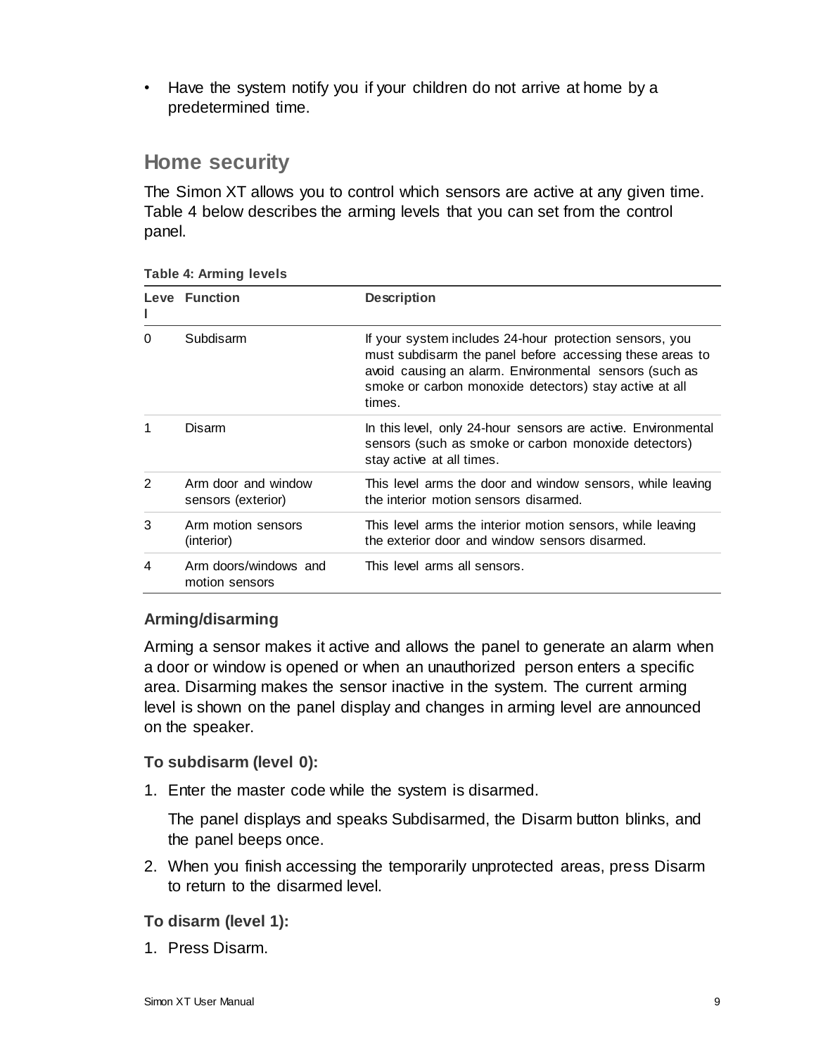- Have the system notify you if your children do not arrive at home by a predetermined time.

## Home security

The Simon XT allows you to control which sensors are active at any given time. Table 4 below describes the arming levels that you can set from the control panel.

**Table 4: Arming levels**

| Level | Function | Description |
|---|---|---|
| 0 | Subdisarm | If your system includes 24-hour protection sensors, you must subdisarm the panel before accessing these areas to avoid causing an alarm. Environmental sensors (such as smoke or carbon monoxide detectors) stay active at all times. |
| 1 | Disarm | In this level, only 24-hour sensors are active. Environmental sensors (such as smoke or carbon monoxide detectors) stay active at all times. |
| 2 | Arm door and window sensors (exterior) | This level arms the door and window sensors, while leaving the interior motion sensors disarmed. |
| 3 | Arm motion sensors (interior) | This level arms the interior motion sensors, while leaving the exterior door and window sensors disarmed. |
| 4 | Arm doors/windows and motion sensors | This level arms all sensors. |

### Arming/disarming

Arming a sensor makes it active and allows the panel to generate an alarm when a door or window is opened or when an unauthorized person enters a specific area. Disarming makes the sensor inactive in the system. The current arming level is shown on the panel display and changes in arming level are announced on the speaker.

**To subdisarm (level 0):**

1. Enter the master code while the system is disarmed.

   The panel displays and speaks Subdisarmed, the Disarm button blinks, and the panel beeps once.

2. When you finish accessing the temporarily unprotected areas, press Disarm to return to the disarmed level.

**To disarm (level 1):**

1. Press Disarm.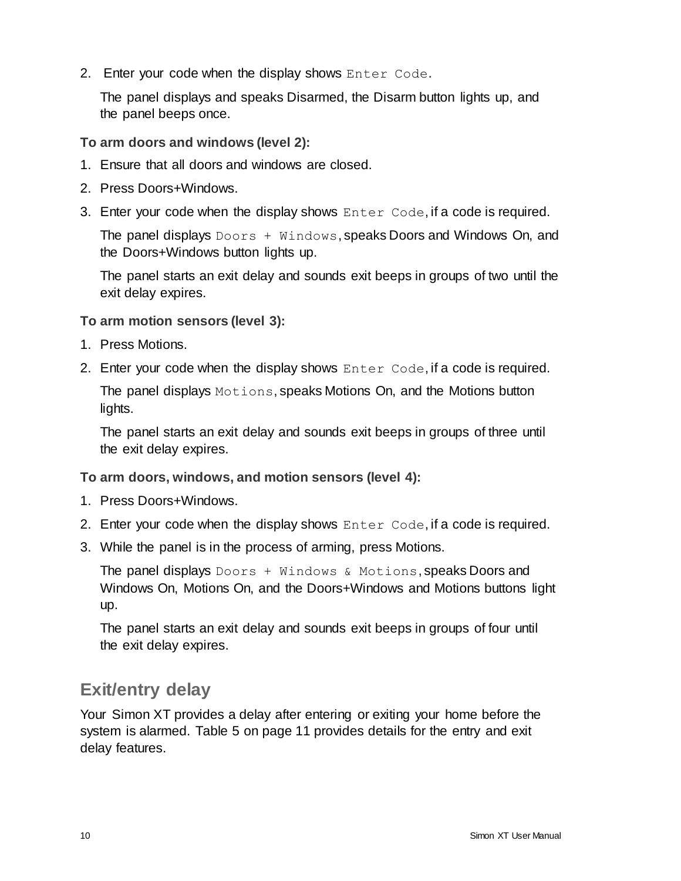2. Enter your code when the display shows `Enter Code`.

   The panel displays and speaks Disarmed, the Disarm button lights up, and the panel beeps once.

**To arm doors and windows (level 2):**

1. Ensure that all doors and windows are closed.
2. Press Doors+Windows.
3. Enter your code when the display shows `Enter Code`, if a code is required.

   The panel displays `Doors + Windows`, speaks Doors and Windows On, and the Doors+Windows button lights up.

   The panel starts an exit delay and sounds exit beeps in groups of two until the exit delay expires.

**To arm motion sensors (level 3):**

1. Press Motions.
2. Enter your code when the display shows `Enter Code`, if a code is required.

   The panel displays `Motions`, speaks Motions On, and the Motions button lights.

   The panel starts an exit delay and sounds exit beeps in groups of three until the exit delay expires.

**To arm doors, windows, and motion sensors (level 4):**

1. Press Doors+Windows.
2. Enter your code when the display shows `Enter Code`, if a code is required.
3. While the panel is in the process of arming, press Motions.

   The panel displays `Doors + Windows & Motions`, speaks Doors and Windows On, Motions On, and the Doors+Windows and Motions buttons light up.

   The panel starts an exit delay and sounds exit beeps in groups of four until the exit delay expires.

## Exit/entry delay

Your Simon XT provides a delay after entering or exiting your home before the system is alarmed. Table 5 on page 11 provides details for the entry and exit delay features.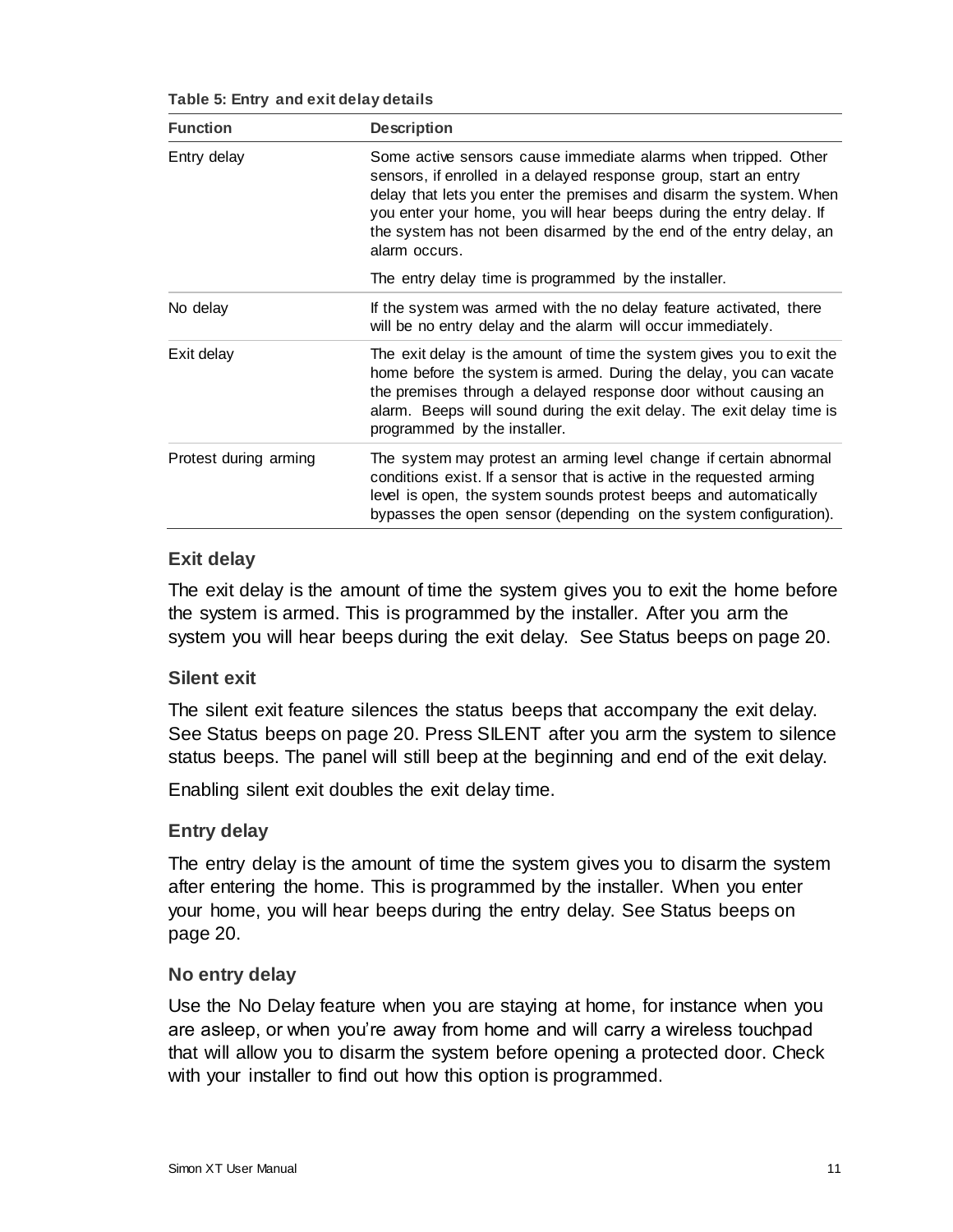**Table 5: Entry and exit delay details**

| Function | Description |
|---|---|
| Entry delay | Some active sensors cause immediate alarms when tripped. Other sensors, if enrolled in a delayed response group, start an entry delay that lets you enter the premises and disarm the system. When you enter your home, you will hear beeps during the entry delay. If the system has not been disarmed by the end of the entry delay, an alarm occurs. The entry delay time is programmed by the installer. |
| No delay | If the system was armed with the no delay feature activated, there will be no entry delay and the alarm will occur immediately. |
| Exit delay | The exit delay is the amount of time the system gives you to exit the home before the system is armed. During the delay, you can vacate the premises through a delayed response door without causing an alarm. Beeps will sound during the exit delay. The exit delay time is programmed by the installer. |
| Protest during arming | The system may protest an arming level change if certain abnormal conditions exist. If a sensor that is active in the requested arming level is open, the system sounds protest beeps and automatically bypasses the open sensor (depending on the system configuration). |

### Exit delay

The exit delay is the amount of time the system gives you to exit the home before the system is armed. This is programmed by the installer. After you arm the system you will hear beeps during the exit delay. See Status beeps on page 20.

### Silent exit

The silent exit feature silences the status beeps that accompany the exit delay. See Status beeps on page 20. Press SILENT after you arm the system to silence status beeps. The panel will still beep at the beginning and end of the exit delay.

Enabling silent exit doubles the exit delay time.

### Entry delay

The entry delay is the amount of time the system gives you to disarm the system after entering the home. This is programmed by the installer. When you enter your home, you will hear beeps during the entry delay. See Status beeps on page 20.

### No entry delay

Use the No Delay feature when you are staying at home, for instance when you are asleep, or when you're away from home and will carry a wireless touchpad that will allow you to disarm the system before opening a protected door. Check with your installer to find out how this option is programmed.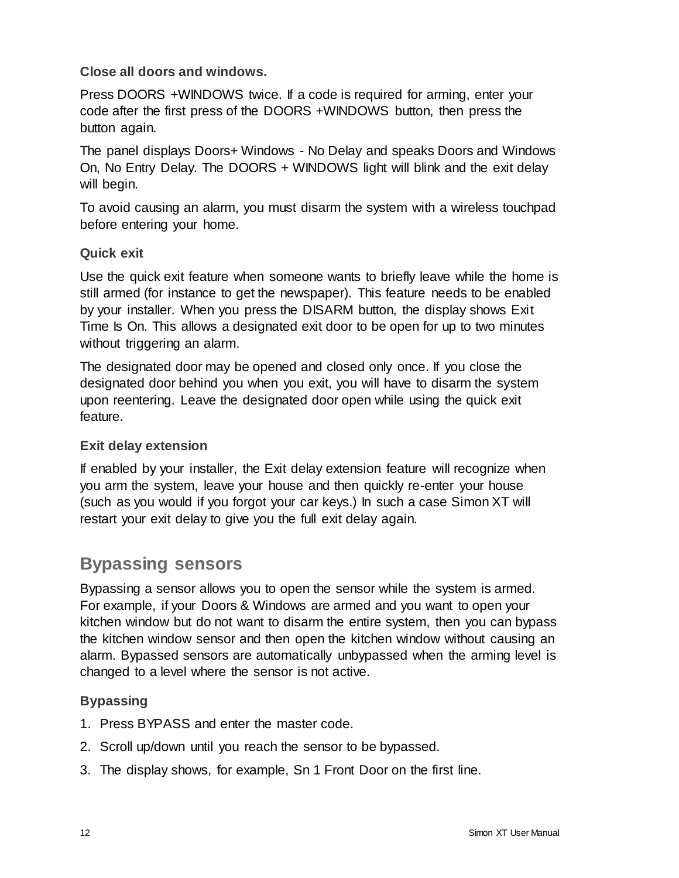**Close all doors and windows.**

Press DOORS +WINDOWS twice. If a code is required for arming, enter your code after the first press of the DOORS +WINDOWS button, then press the button again.

The panel displays Doors+ Windows - No Delay and speaks Doors and Windows On, No Entry Delay. The DOORS + WINDOWS light will blink and the exit delay will begin.

To avoid causing an alarm, you must disarm the system with a wireless touchpad before entering your home.

### Quick exit

Use the quick exit feature when someone wants to briefly leave while the home is still armed (for instance to get the newspaper). This feature needs to be enabled by your installer. When you press the DISARM button, the display shows Exit Time Is On. This allows a designated exit door to be open for up to two minutes without triggering an alarm.

The designated door may be opened and closed only once. If you close the designated door behind you when you exit, you will have to disarm the system upon reentering. Leave the designated door open while using the quick exit feature.

### Exit delay extension

If enabled by your installer, the Exit delay extension feature will recognize when you arm the system, leave your house and then quickly re-enter your house (such as you would if you forgot your car keys.) In such a case Simon XT will restart your exit delay to give you the full exit delay again.

## Bypassing sensors

Bypassing a sensor allows you to open the sensor while the system is armed. For example, if your Doors & Windows are armed and you want to open your kitchen window but do not want to disarm the entire system, then you can bypass the kitchen window sensor and then open the kitchen window without causing an alarm. Bypassed sensors are automatically unbypassed when the arming level is changed to a level where the sensor is not active.

### Bypassing

1. Press BYPASS and enter the master code.
2. Scroll up/down until you reach the sensor to be bypassed.
3. The display shows, for example, Sn 1 Front Door on the first line.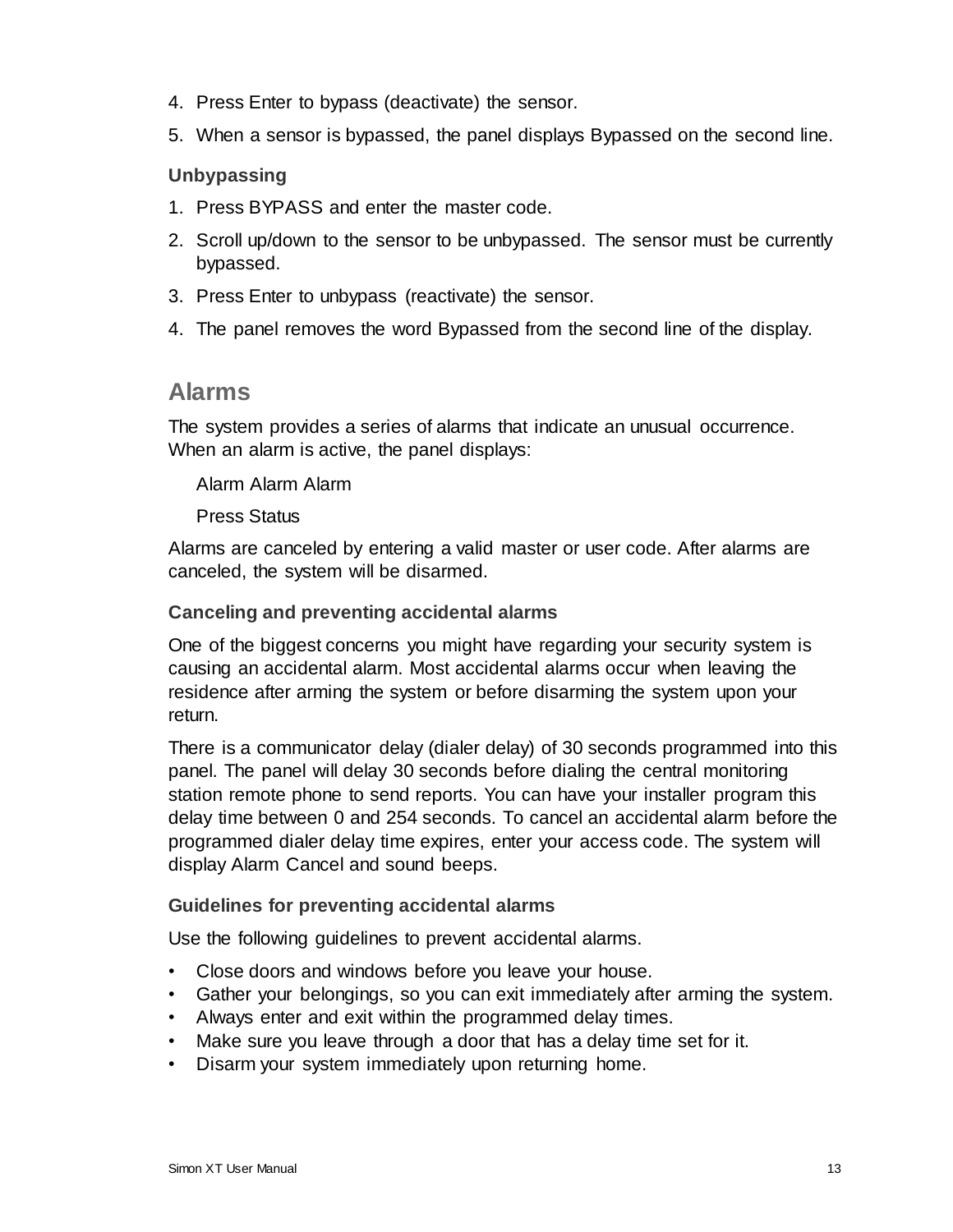4. Press Enter to bypass (deactivate) the sensor.
5. When a sensor is bypassed, the panel displays Bypassed on the second line.

### Unbypassing

1. Press BYPASS and enter the master code.
2. Scroll up/down to the sensor to be unbypassed. The sensor must be currently bypassed.
3. Press Enter to unbypass (reactivate) the sensor.
4. The panel removes the word Bypassed from the second line of the display.

## Alarms

The system provides a series of alarms that indicate an unusual occurrence. When an alarm is active, the panel displays:

Alarm Alarm Alarm

Press Status

Alarms are canceled by entering a valid master or user code. After alarms are canceled, the system will be disarmed.

### Canceling and preventing accidental alarms

One of the biggest concerns you might have regarding your security system is causing an accidental alarm. Most accidental alarms occur when leaving the residence after arming the system or before disarming the system upon your return.

There is a communicator delay (dialer delay) of 30 seconds programmed into this panel. The panel will delay 30 seconds before dialing the central monitoring station remote phone to send reports. You can have your installer program this delay time between 0 and 254 seconds. To cancel an accidental alarm before the programmed dialer delay time expires, enter your access code. The system will display Alarm Cancel and sound beeps.

### Guidelines for preventing accidental alarms

Use the following guidelines to prevent accidental alarms.

- Close doors and windows before you leave your house.
- Gather your belongings, so you can exit immediately after arming the system.
- Always enter and exit within the programmed delay times.
- Make sure you leave through a door that has a delay time set for it.
- Disarm your system immediately upon returning home.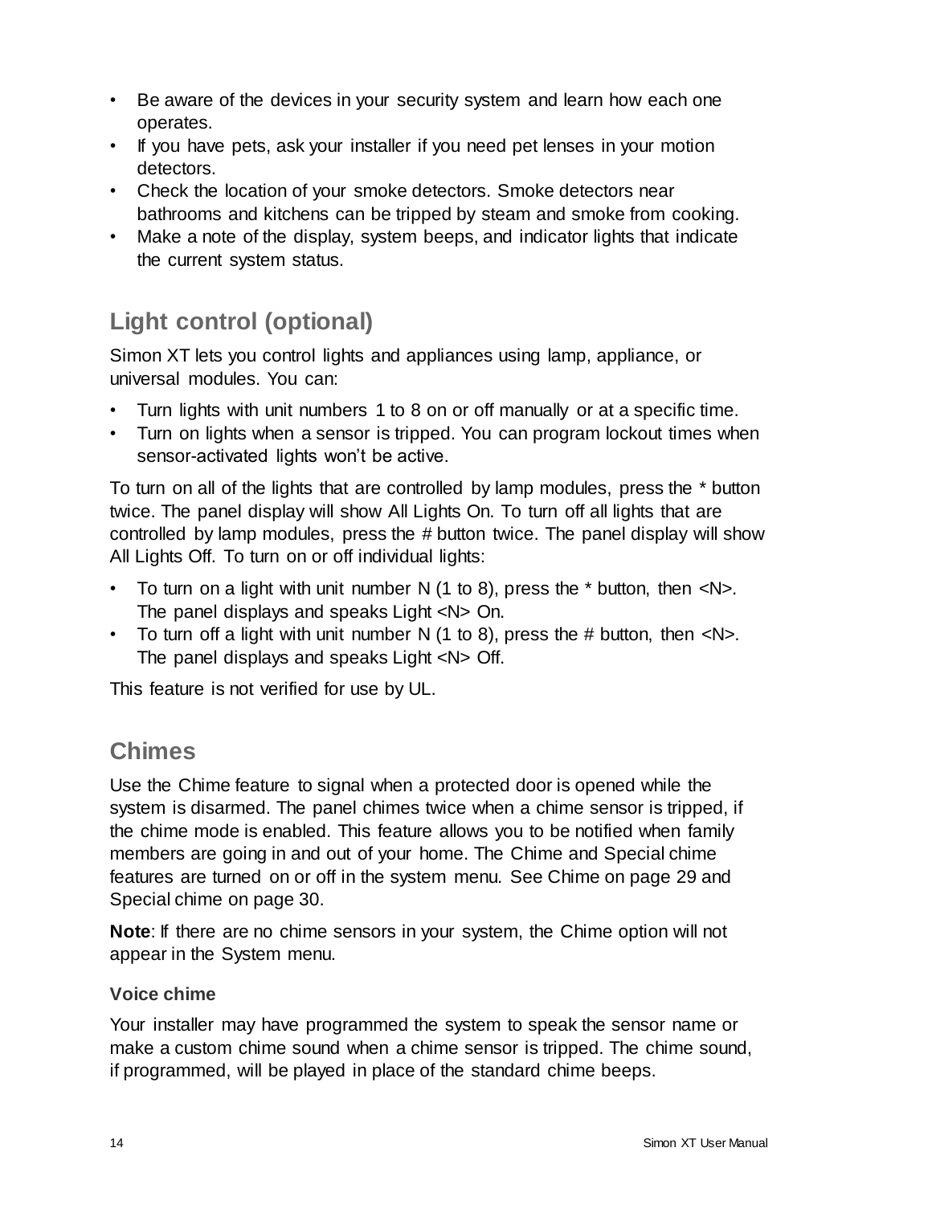- Be aware of the devices in your security system and learn how each one operates.
- If you have pets, ask your installer if you need pet lenses in your motion detectors.
- Check the location of your smoke detectors. Smoke detectors near bathrooms and kitchens can be tripped by steam and smoke from cooking.
- Make a note of the display, system beeps, and indicator lights that indicate the current system status.

## Light control (optional)

Simon XT lets you control lights and appliances using lamp, appliance, or universal modules. You can:

- Turn lights with unit numbers 1 to 8 on or off manually or at a specific time.
- Turn on lights when a sensor is tripped. You can program lockout times when sensor-activated lights won't be active.

To turn on all of the lights that are controlled by lamp modules, press the * button twice. The panel display will show All Lights On. To turn off all lights that are controlled by lamp modules, press the # button twice. The panel display will show All Lights Off. To turn on or off individual lights:

- To turn on a light with unit number N (1 to 8), press the * button, then <N>. The panel displays and speaks Light <N> On.
- To turn off a light with unit number N (1 to 8), press the # button, then <N>. The panel displays and speaks Light <N> Off.

This feature is not verified for use by UL.

## Chimes

Use the Chime feature to signal when a protected door is opened while the system is disarmed. The panel chimes twice when a chime sensor is tripped, if the chime mode is enabled. This feature allows you to be notified when family members are going in and out of your home. The Chime and Special chime features are turned on or off in the system menu. See Chime on page 29 and Special chime on page 30.

**Note**: If there are no chime sensors in your system, the Chime option will not appear in the System menu.

### Voice chime

Your installer may have programmed the system to speak the sensor name or make a custom chime sound when a chime sensor is tripped. The chime sound, if programmed, will be played in place of the standard chime beeps.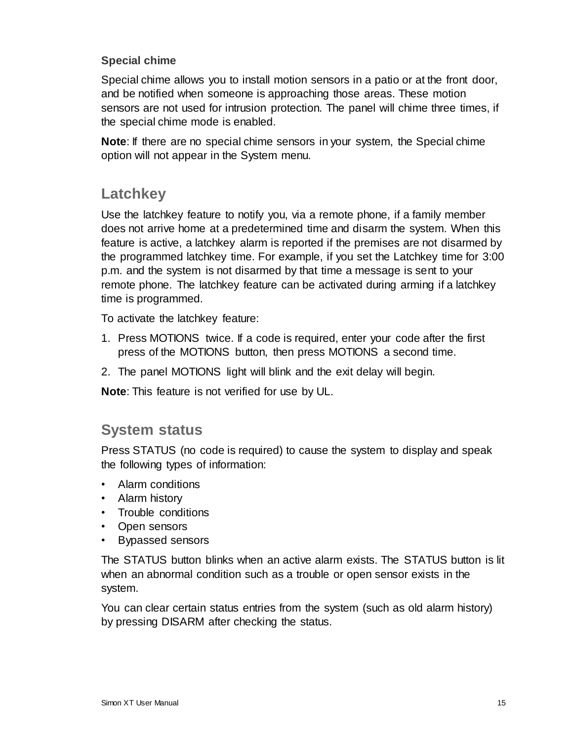### Special chime

Special chime allows you to install motion sensors in a patio or at the front door, and be notified when someone is approaching those areas. These motion sensors are not used for intrusion protection. The panel will chime three times, if the special chime mode is enabled.

**Note**: If there are no special chime sensors in your system, the Special chime option will not appear in the System menu.

## Latchkey

Use the latchkey feature to notify you, via a remote phone, if a family member does not arrive home at a predetermined time and disarm the system. When this feature is active, a latchkey alarm is reported if the premises are not disarmed by the programmed latchkey time. For example, if you set the Latchkey time for 3:00 p.m. and the system is not disarmed by that time a message is sent to your remote phone. The latchkey feature can be activated during arming if a latchkey time is programmed.

To activate the latchkey feature:

1. Press MOTIONS twice. If a code is required, enter your code after the first press of the MOTIONS button, then press MOTIONS a second time.
2. The panel MOTIONS light will blink and the exit delay will begin.

**Note**: This feature is not verified for use by UL.

## System status

Press STATUS (no code is required) to cause the system to display and speak the following types of information:

- Alarm conditions
- Alarm history
- Trouble conditions
- Open sensors
- Bypassed sensors

The STATUS button blinks when an active alarm exists. The STATUS button is lit when an abnormal condition such as a trouble or open sensor exists in the system.

You can clear certain status entries from the system (such as old alarm history) by pressing DISARM after checking the status.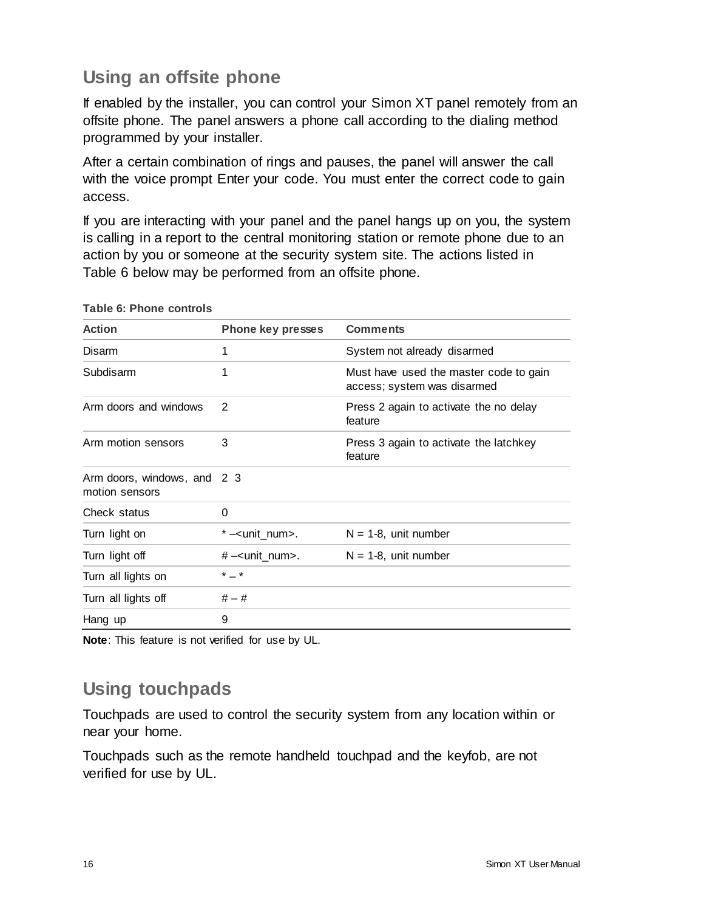## Using an offsite phone

If enabled by the installer, you can control your Simon XT panel remotely from an offsite phone. The panel answers a phone call according to the dialing method programmed by your installer.

After a certain combination of rings and pauses, the panel will answer the call with the voice prompt Enter your code. You must enter the correct code to gain access.

If you are interacting with your panel and the panel hangs up on you, the system is calling in a report to the central monitoring station or remote phone due to an action by you or someone at the security system site. The actions listed in Table 6 below may be performed from an offsite phone.

**Table 6: Phone controls**

| Action | Phone key presses | Comments |
|---|---|---|
| Disarm | 1 | System not already disarmed |
| Subdisarm | 1 | Must have used the master code to gain access; system was disarmed |
| Arm doors and windows | 2 | Press 2 again to activate the no delay feature |
| Arm motion sensors | 3 | Press 3 again to activate the latchkey feature |
| Arm doors, windows, and motion sensors | 2 3 | |
| Check status | 0 | |
| Turn light on | * –<unit_num>. | N = 1-8, unit number |
| Turn light off | # –<unit_num>. | N = 1-8, unit number |
| Turn all lights on | * – * | |
| Turn all lights off | # – # | |
| Hang up | 9 | |

**Note**: This feature is not verified for use by UL.

## Using touchpads

Touchpads are used to control the security system from any location within or near your home.

Touchpads such as the remote handheld touchpad and the keyfob, are not verified for use by UL.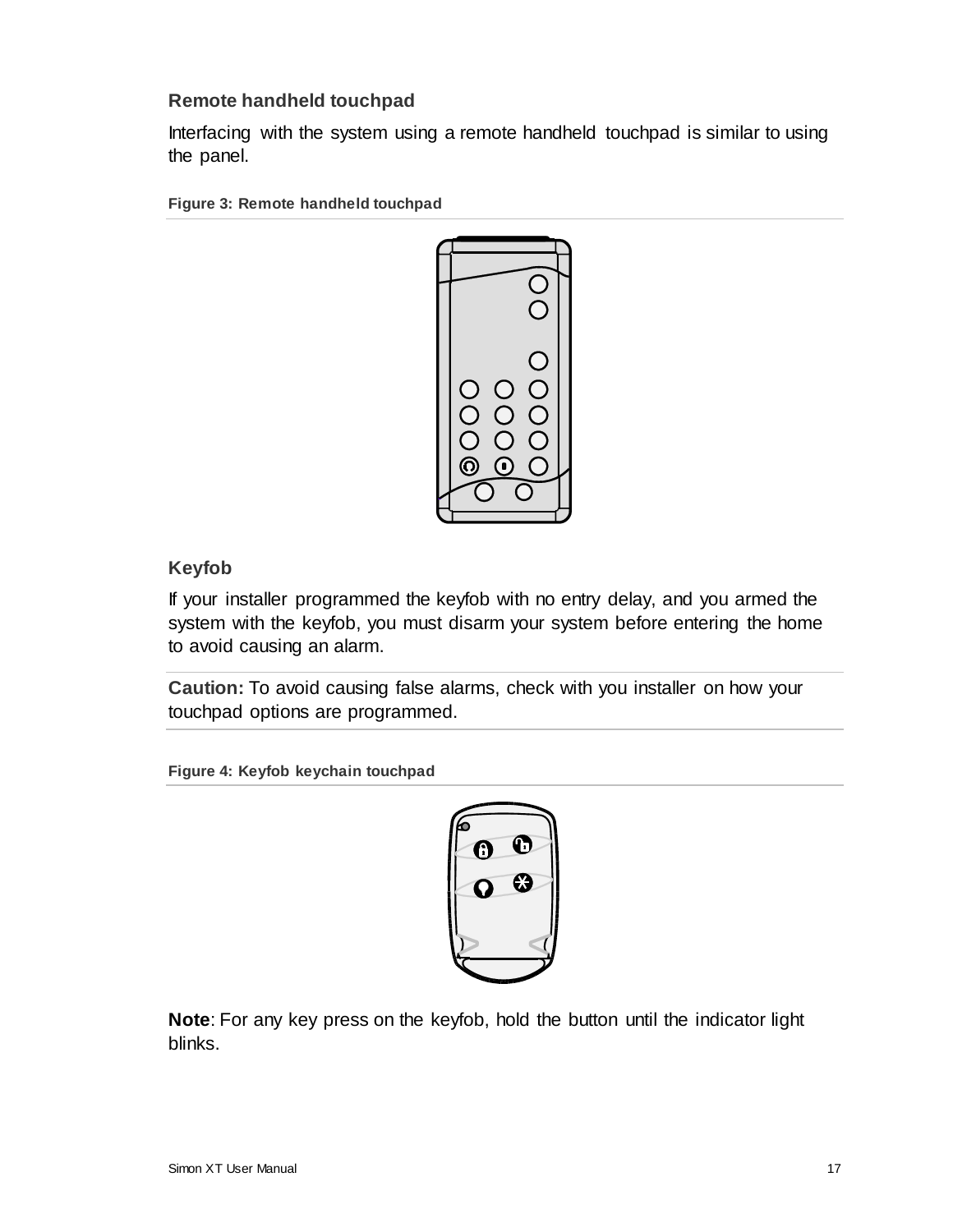### Remote handheld touchpad

Interfacing with the system using a remote handheld touchpad is similar to using the panel.

**Figure 3: Remote handheld touchpad**

### Keyfob

If your installer programmed the keyfob with no entry delay, and you armed the system with the keyfob, you must disarm your system before entering the home to avoid causing an alarm.

**Caution:** To avoid causing false alarms, check with you installer on how your touchpad options are programmed.

**Figure 4: Keyfob keychain touchpad**

**Note**: For any key press on the keyfob, hold the button until the indicator light blinks.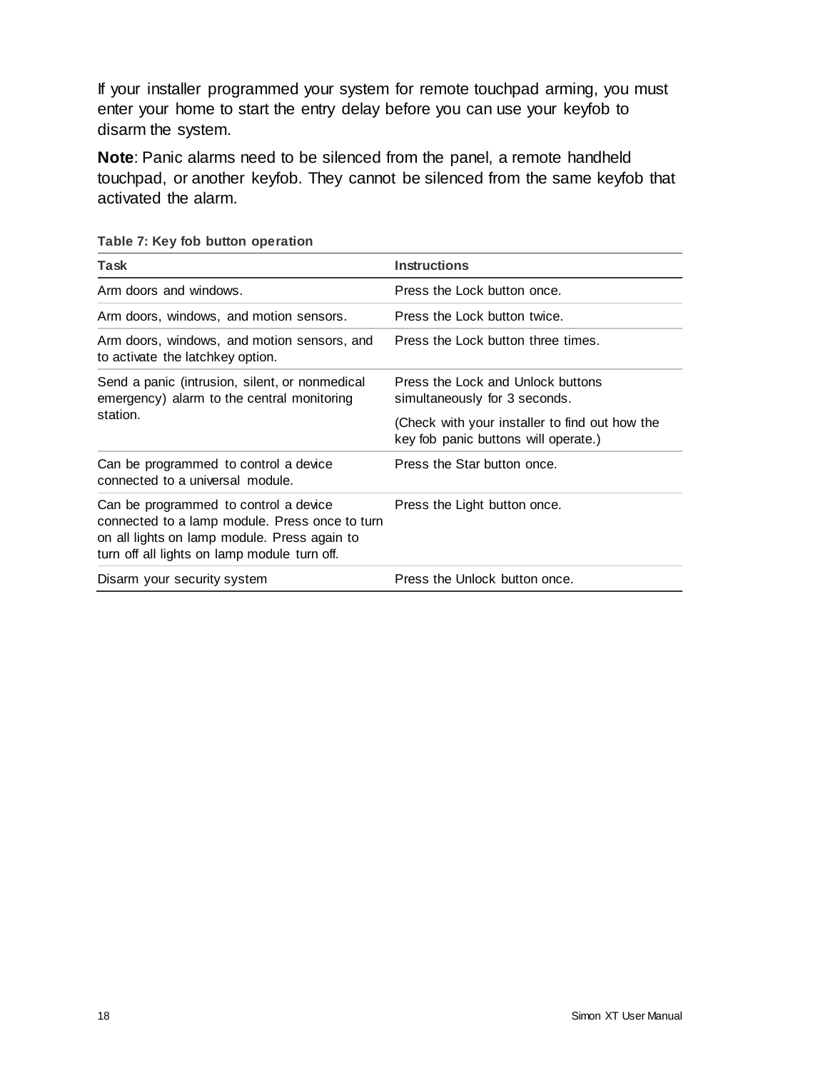If your installer programmed your system for remote touchpad arming, you must enter your home to start the entry delay before you can use your keyfob to disarm the system.

**Note**: Panic alarms need to be silenced from the panel, a remote handheld touchpad, or another keyfob. They cannot be silenced from the same keyfob that activated the alarm.

**Table 7: Key fob button operation**

| Task | Instructions |
|---|---|
| Arm doors and windows. | Press the Lock button once. |
| Arm doors, windows, and motion sensors. | Press the Lock button twice. |
| Arm doors, windows, and motion sensors, and to activate the latchkey option. | Press the Lock button three times. |
| Send a panic (intrusion, silent, or nonmedical emergency) alarm to the central monitoring station. | Press the Lock and Unlock buttons simultaneously for 3 seconds.<br><br>(Check with your installer to find out how the key fob panic buttons will operate.) |
| Can be programmed to control a device connected to a universal module. | Press the Star button once. |
| Can be programmed to control a device connected to a lamp module. Press once to turn on all lights on lamp module. Press again to turn off all lights on lamp module turn off. | Press the Light button once. |
| Disarm your security system | Press the Unlock button once. |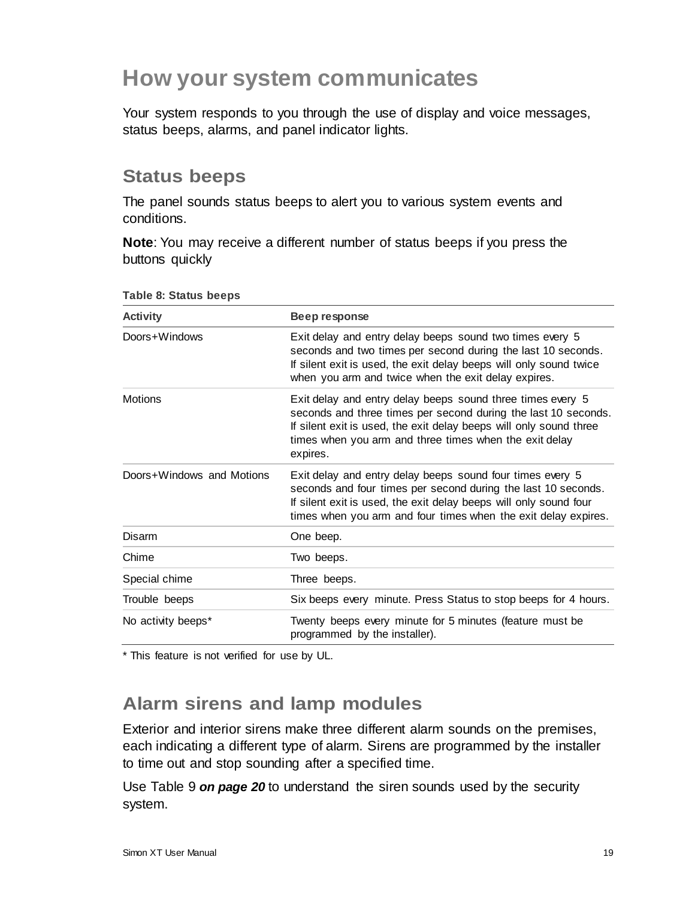# How your system communicates

Your system responds to you through the use of display and voice messages, status beeps, alarms, and panel indicator lights.

## Status beeps

The panel sounds status beeps to alert you to various system events and conditions.

**Note**: You may receive a different number of status beeps if you press the buttons quickly

**Table 8: Status beeps**

| Activity | Beep response |
|---|---|
| Doors+Windows | Exit delay and entry delay beeps sound two times every 5 seconds and two times per second during the last 10 seconds. If silent exit is used, the exit delay beeps will only sound twice when you arm and twice when the exit delay expires. |
| Motions | Exit delay and entry delay beeps sound three times every 5 seconds and three times per second during the last 10 seconds. If silent exit is used, the exit delay beeps will only sound three times when you arm and three times when the exit delay expires. |
| Doors+Windows and Motions | Exit delay and entry delay beeps sound four times every 5 seconds and four times per second during the last 10 seconds. If silent exit is used, the exit delay beeps will only sound four times when you arm and four times when the exit delay expires. |
| Disarm | One beep. |
| Chime | Two beeps. |
| Special chime | Three beeps. |
| Trouble beeps | Six beeps every minute. Press Status to stop beeps for 4 hours. |
| No activity beeps* | Twenty beeps every minute for 5 minutes (feature must be programmed by the installer). |

\* This feature is not verified for use by UL.

## Alarm sirens and lamp modules

Exterior and interior sirens make three different alarm sounds on the premises, each indicating a different type of alarm. Sirens are programmed by the installer to time out and stop sounding after a specified time.

Use Table 9 ***on page 20*** to understand the siren sounds used by the security system.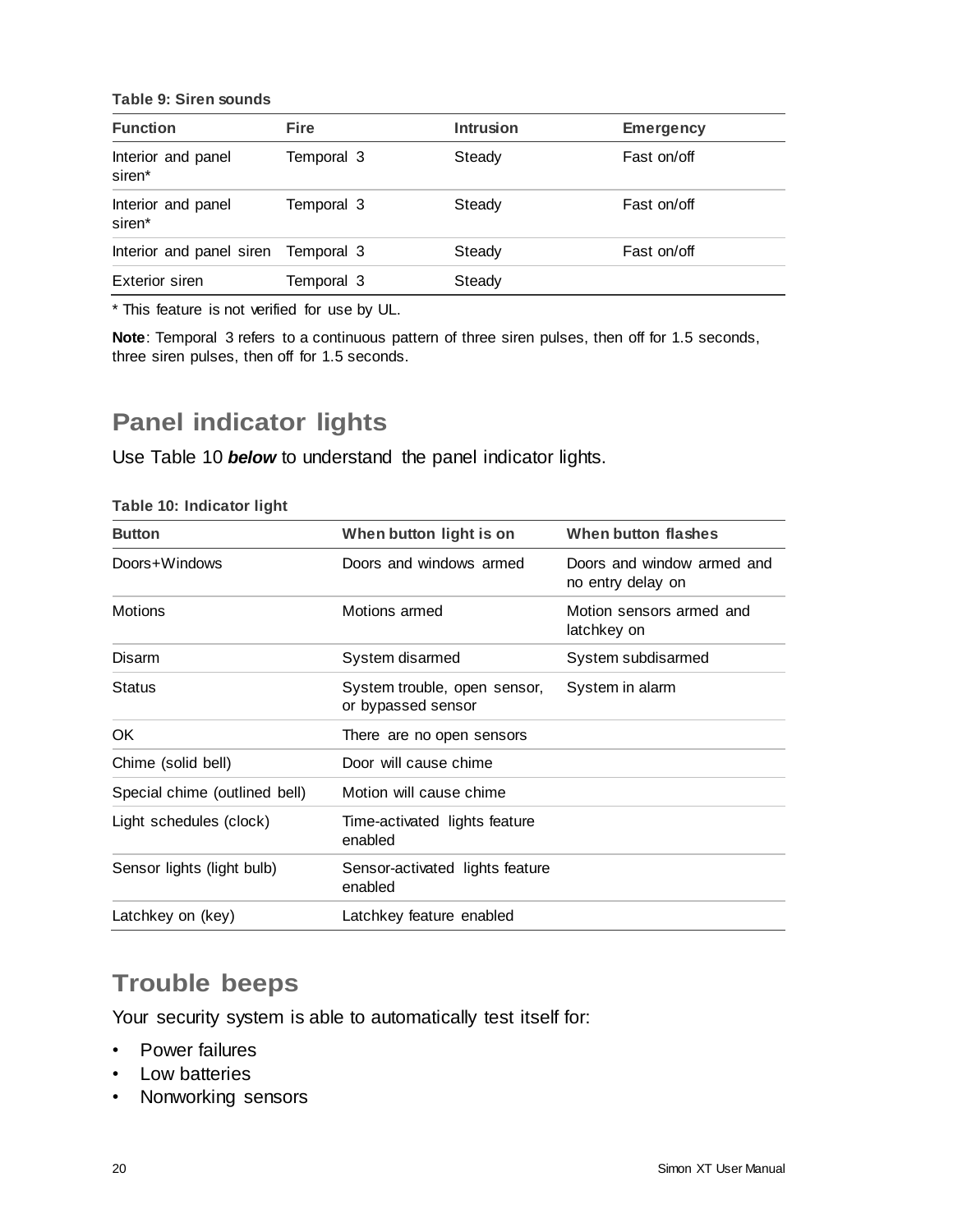**Table 9: Siren sounds**

| Function | Fire | Intrusion | Emergency |
| --- | --- | --- | --- |
| Interior and panel siren* | Temporal 3 | Steady | Fast on/off |
| Interior and panel siren* | Temporal 3 | Steady | Fast on/off |
| Interior and panel siren | Temporal 3 | Steady | Fast on/off |
| Exterior siren | Temporal 3 | Steady | |

* This feature is not verified for use by UL.

**Note**: Temporal 3 refers to a continuous pattern of three siren pulses, then off for 1.5 seconds, three siren pulses, then off for 1.5 seconds.

## Panel indicator lights

Use Table 10 ***below*** to understand the panel indicator lights.

**Table 10: Indicator light**

| Button | When button light is on | When button flashes |
| --- | --- | --- |
| Doors+Windows | Doors and windows armed | Doors and window armed and no entry delay on |
| Motions | Motions armed | Motion sensors armed and latchkey on |
| Disarm | System disarmed | System subdisarmed |
| Status | System trouble, open sensor, or bypassed sensor | System in alarm |
| OK | There are no open sensors | |
| Chime (solid bell) | Door will cause chime | |
| Special chime (outlined bell) | Motion will cause chime | |
| Light schedules (clock) | Time-activated lights feature enabled | |
| Sensor lights (light bulb) | Sensor-activated lights feature enabled | |
| Latchkey on (key) | Latchkey feature enabled | |

## Trouble beeps

Your security system is able to automatically test itself for:

- Power failures
- Low batteries
- Nonworking sensors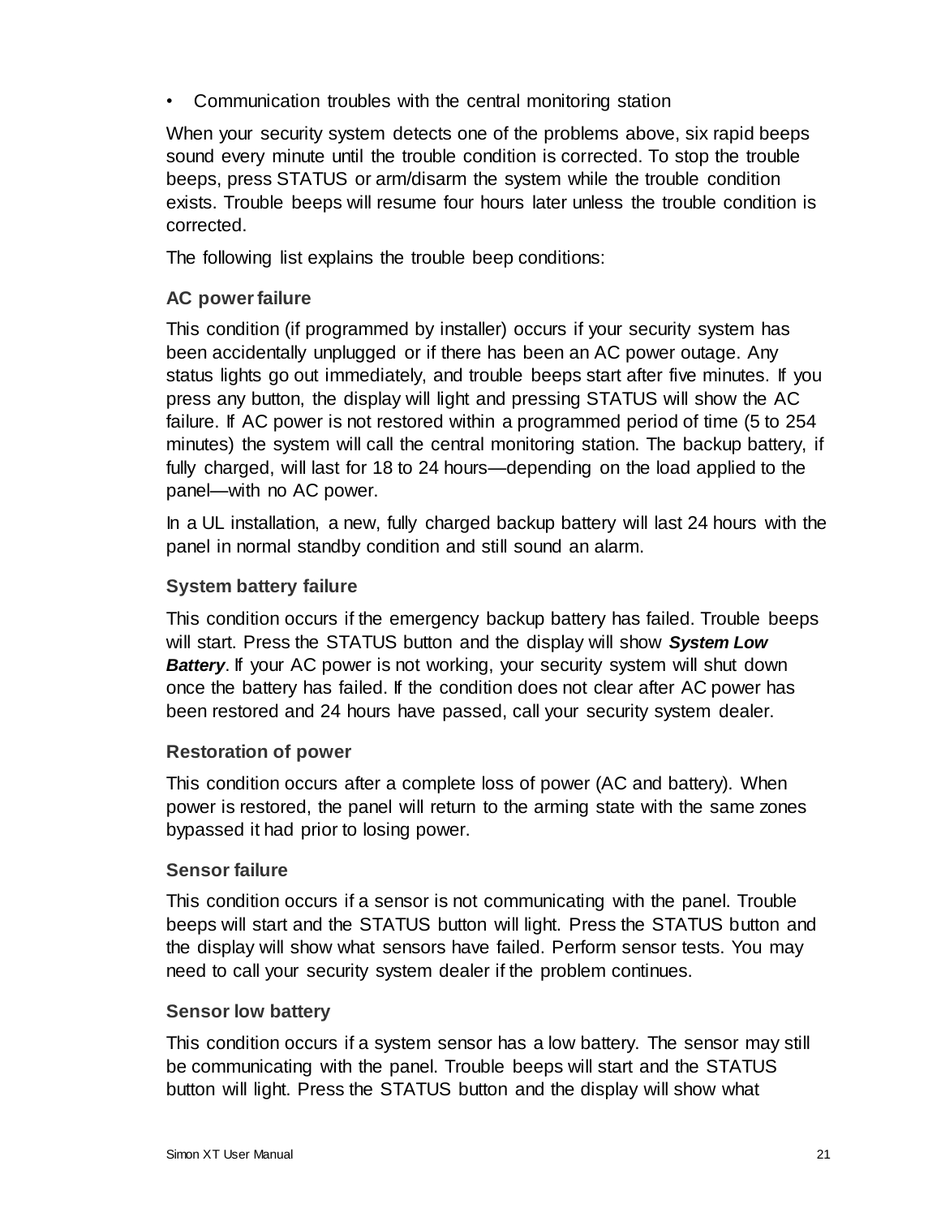- Communication troubles with the central monitoring station

When your security system detects one of the problems above, six rapid beeps sound every minute until the trouble condition is corrected. To stop the trouble beeps, press STATUS or arm/disarm the system while the trouble condition exists. Trouble beeps will resume four hours later unless the trouble condition is corrected.

The following list explains the trouble beep conditions:

### AC power failure

This condition (if programmed by installer) occurs if your security system has been accidentally unplugged or if there has been an AC power outage. Any status lights go out immediately, and trouble beeps start after five minutes. If you press any button, the display will light and pressing STATUS will show the AC failure. If AC power is not restored within a programmed period of time (5 to 254 minutes) the system will call the central monitoring station. The backup battery, if fully charged, will last for 18 to 24 hours—depending on the load applied to the panel—with no AC power.

In a UL installation, a new, fully charged backup battery will last 24 hours with the panel in normal standby condition and still sound an alarm.

### System battery failure

This condition occurs if the emergency backup battery has failed. Trouble beeps will start. Press the STATUS button and the display will show ***System Low Battery***. If your AC power is not working, your security system will shut down once the battery has failed. If the condition does not clear after AC power has been restored and 24 hours have passed, call your security system dealer.

### Restoration of power

This condition occurs after a complete loss of power (AC and battery). When power is restored, the panel will return to the arming state with the same zones bypassed it had prior to losing power.

### Sensor failure

This condition occurs if a sensor is not communicating with the panel. Trouble beeps will start and the STATUS button will light. Press the STATUS button and the display will show what sensors have failed. Perform sensor tests. You may need to call your security system dealer if the problem continues.

### Sensor low battery

This condition occurs if a system sensor has a low battery. The sensor may still be communicating with the panel. Trouble beeps will start and the STATUS button will light. Press the STATUS button and the display will show what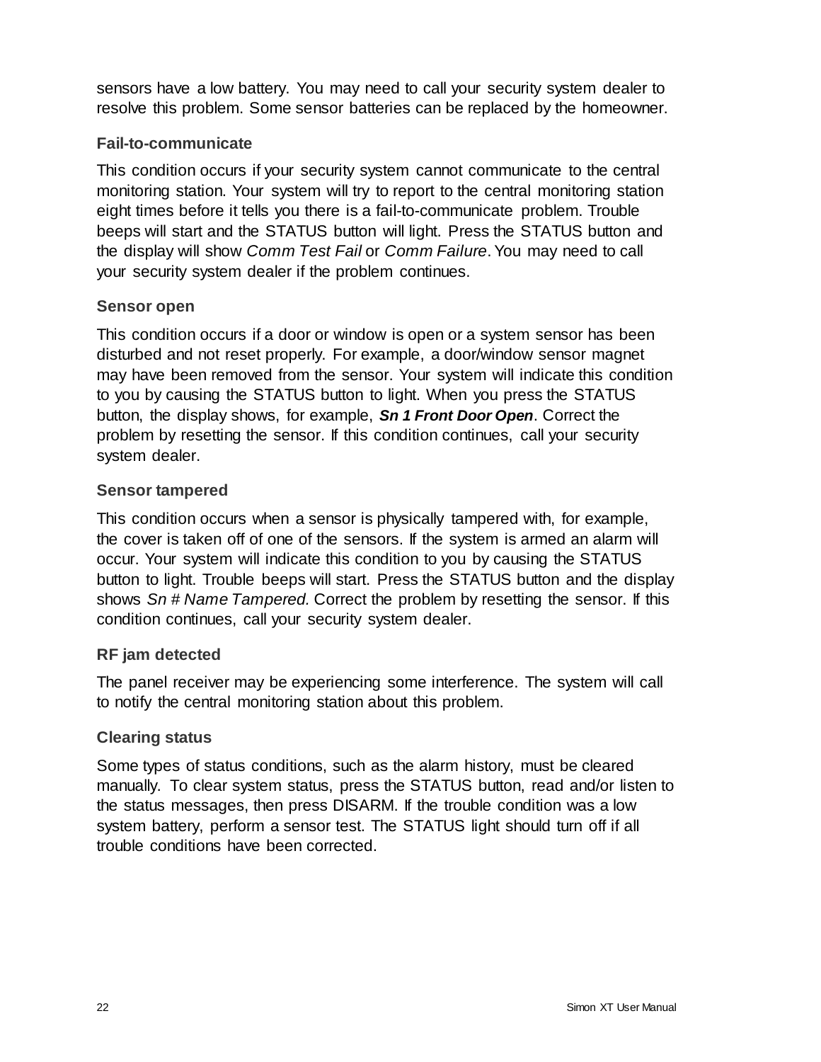sensors have a low battery. You may need to call your security system dealer to resolve this problem. Some sensor batteries can be replaced by the homeowner.

### Fail-to-communicate

This condition occurs if your security system cannot communicate to the central monitoring station. Your system will try to report to the central monitoring station eight times before it tells you there is a fail-to-communicate problem. Trouble beeps will start and the STATUS button will light. Press the STATUS button and the display will show *Comm Test Fail* or *Comm Failure*. You may need to call your security system dealer if the problem continues.

### Sensor open

This condition occurs if a door or window is open or a system sensor has been disturbed and not reset properly. For example, a door/window sensor magnet may have been removed from the sensor. Your system will indicate this condition to you by causing the STATUS button to light. When you press the STATUS button, the display shows, for example, ***Sn 1 Front Door Open***. Correct the problem by resetting the sensor. If this condition continues, call your security system dealer.

### Sensor tampered

This condition occurs when a sensor is physically tampered with, for example, the cover is taken off of one of the sensors. If the system is armed an alarm will occur. Your system will indicate this condition to you by causing the STATUS button to light. Trouble beeps will start. Press the STATUS button and the display shows *Sn # Name Tampered.* Correct the problem by resetting the sensor. If this condition continues, call your security system dealer.

### RF jam detected

The panel receiver may be experiencing some interference. The system will call to notify the central monitoring station about this problem.

### Clearing status

Some types of status conditions, such as the alarm history, must be cleared manually. To clear system status, press the STATUS button, read and/or listen to the status messages, then press DISARM. If the trouble condition was a low system battery, perform a sensor test. The STATUS light should turn off if all trouble conditions have been corrected.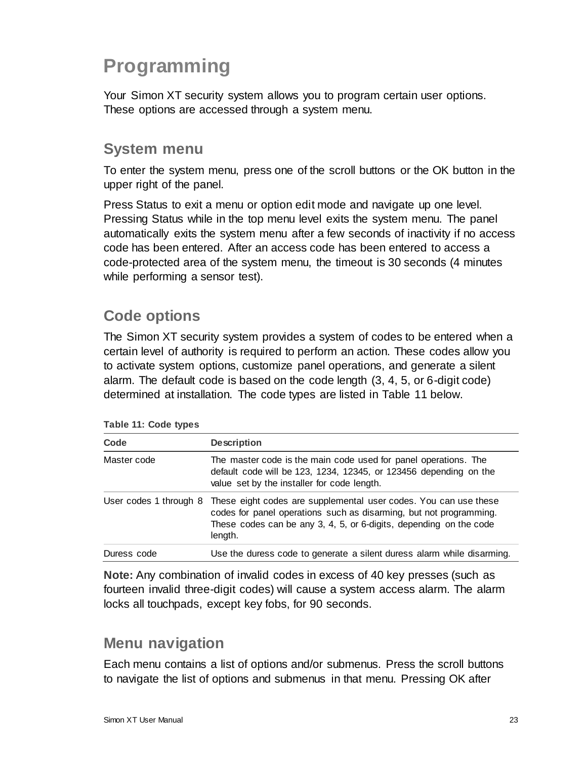# Programming

Your Simon XT security system allows you to program certain user options. These options are accessed through a system menu.

## System menu

To enter the system menu, press one of the scroll buttons or the OK button in the upper right of the panel.

Press Status to exit a menu or option edit mode and navigate up one level. Pressing Status while in the top menu level exits the system menu. The panel automatically exits the system menu after a few seconds of inactivity if no access code has been entered. After an access code has been entered to access a code-protected area of the system menu, the timeout is 30 seconds (4 minutes while performing a sensor test).

## Code options

The Simon XT security system provides a system of codes to be entered when a certain level of authority is required to perform an action. These codes allow you to activate system options, customize panel operations, and generate a silent alarm. The default code is based on the code length (3, 4, 5, or 6-digit code) determined at installation. The code types are listed in Table 11 below.

**Table 11: Code types**

| Code | Description |
|---|---|
| Master code | The master code is the main code used for panel operations. The default code will be 123, 1234, 12345, or 123456 depending on the value set by the installer for code length. |
| User codes 1 through 8 | These eight codes are supplemental user codes. You can use these codes for panel operations such as disarming, but not programming. These codes can be any 3, 4, 5, or 6-digits, depending on the code length. |
| Duress code | Use the duress code to generate a silent duress alarm while disarming. |

**Note:** Any combination of invalid codes in excess of 40 key presses (such as fourteen invalid three-digit codes) will cause a system access alarm. The alarm locks all touchpads, except key fobs, for 90 seconds.

## Menu navigation

Each menu contains a list of options and/or submenus. Press the scroll buttons to navigate the list of options and submenus in that menu. Pressing OK after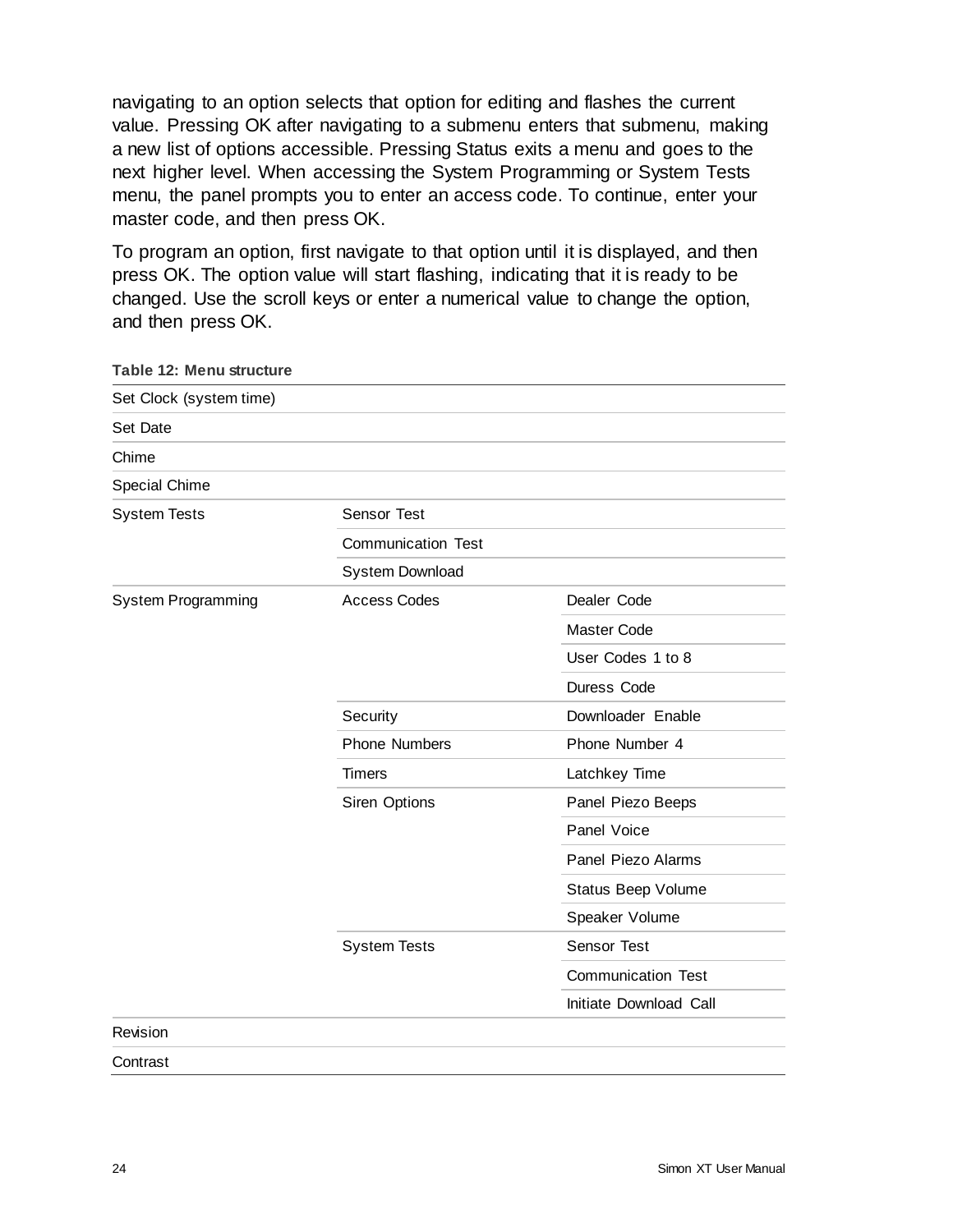navigating to an option selects that option for editing and flashes the current value. Pressing OK after navigating to a submenu enters that submenu, making a new list of options accessible. Pressing Status exits a menu and goes to the next higher level. When accessing the System Programming or System Tests menu, the panel prompts you to enter an access code. To continue, enter your master code, and then press OK.

To program an option, first navigate to that option until it is displayed, and then press OK. The option value will start flashing, indicating that it is ready to be changed. Use the scroll keys or enter a numerical value to change the option, and then press OK.

**Table 12: Menu structure**

| | | |
|---|---|---|
| Set Clock (system time) | | |
| Set Date | | |
| Chime | | |
| Special Chime | | |
| System Tests | Sensor Test | |
| | Communication Test | |
| | System Download | |
| System Programming | Access Codes | Dealer Code |
| | | Master Code |
| | | User Codes 1 to 8 |
| | | Duress Code |
| | Security | Downloader Enable |
| | Phone Numbers | Phone Number 4 |
| | Timers | Latchkey Time |
| | Siren Options | Panel Piezo Beeps |
| | | Panel Voice |
| | | Panel Piezo Alarms |
| | | Status Beep Volume |
| | | Speaker Volume |
| | System Tests | Sensor Test |
| | | Communication Test |
| | | Initiate Download Call |
| Revision | | |
| Contrast | | |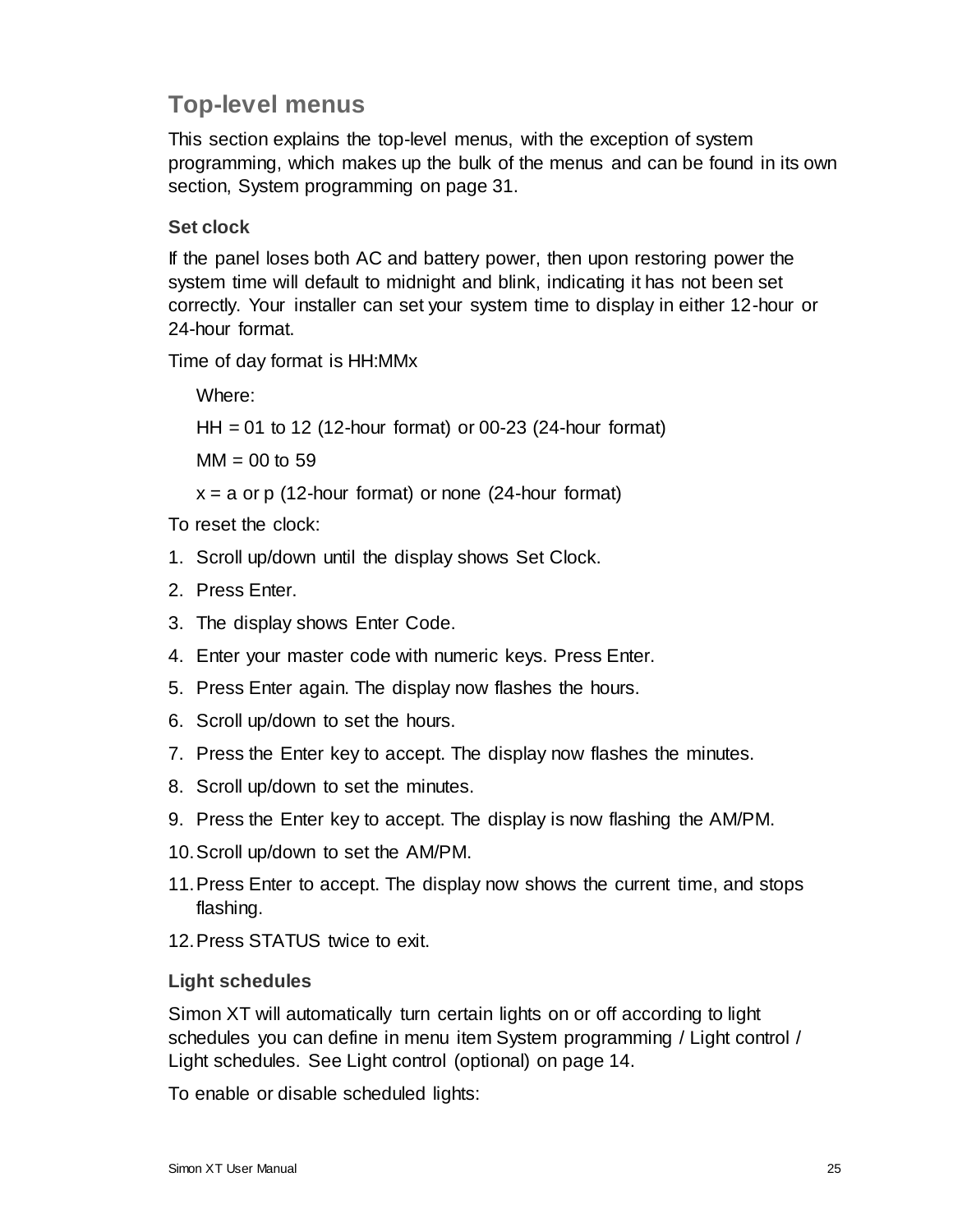## Top-level menus

This section explains the top-level menus, with the exception of system programming, which makes up the bulk of the menus and can be found in its own section, System programming on page 31.

### Set clock

If the panel loses both AC and battery power, then upon restoring power the system time will default to midnight and blink, indicating it has not been set correctly. Your installer can set your system time to display in either 12-hour or 24-hour format.

Time of day format is HH:MMx

Where:

HH = 01 to 12 (12-hour format) or 00-23 (24-hour format)

MM = 00 to 59

x = a or p (12-hour format) or none (24-hour format)

To reset the clock:

1. Scroll up/down until the display shows Set Clock.
2. Press Enter.
3. The display shows Enter Code.
4. Enter your master code with numeric keys. Press Enter.
5. Press Enter again. The display now flashes the hours.
6. Scroll up/down to set the hours.
7. Press the Enter key to accept. The display now flashes the minutes.
8. Scroll up/down to set the minutes.
9. Press the Enter key to accept. The display is now flashing the AM/PM.
10. Scroll up/down to set the AM/PM.
11. Press Enter to accept. The display now shows the current time, and stops flashing.
12. Press STATUS twice to exit.

### Light schedules

Simon XT will automatically turn certain lights on or off according to light schedules you can define in menu item System programming / Light control / Light schedules. See Light control (optional) on page 14.

To enable or disable scheduled lights: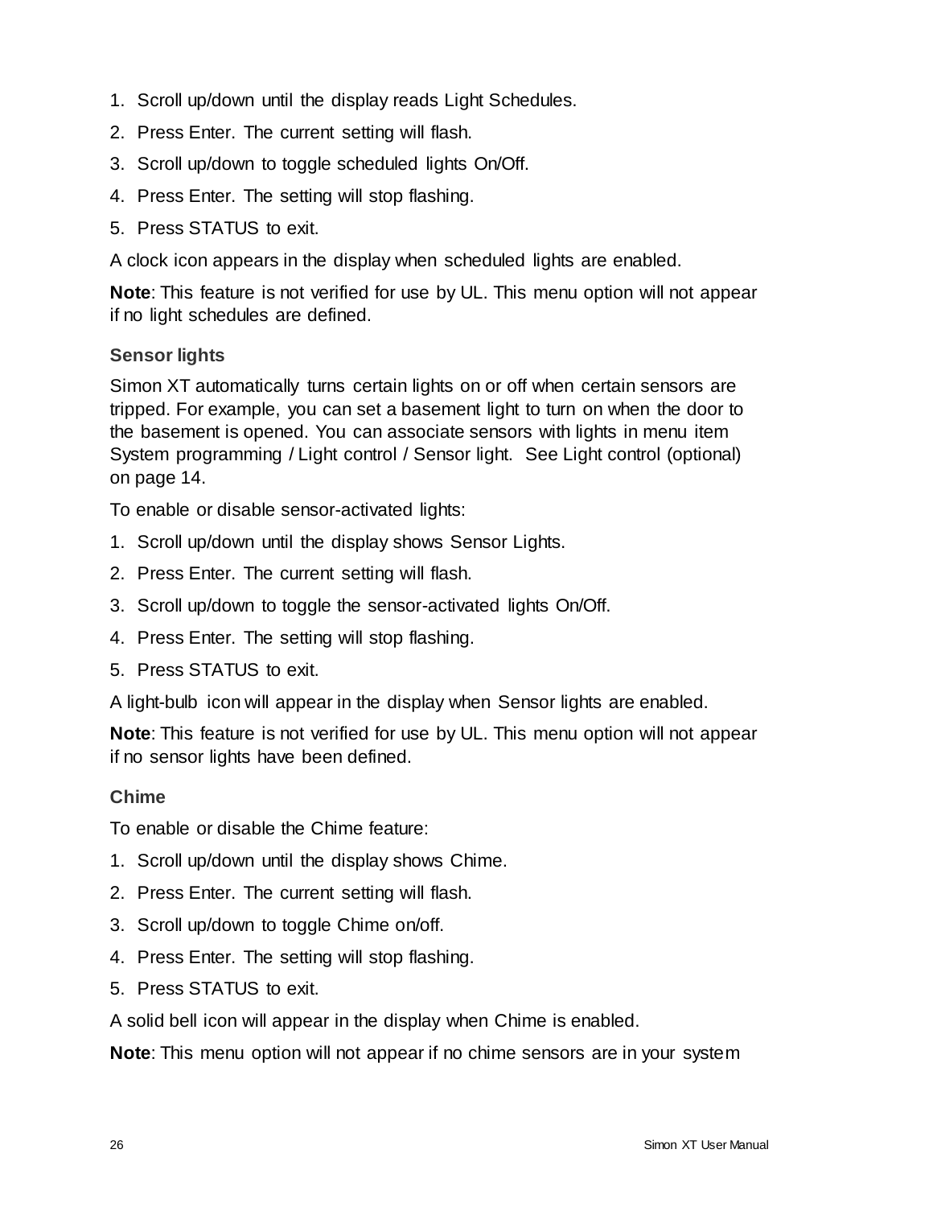1. Scroll up/down until the display reads Light Schedules.
2. Press Enter. The current setting will flash.
3. Scroll up/down to toggle scheduled lights On/Off.
4. Press Enter. The setting will stop flashing.
5. Press STATUS to exit.

A clock icon appears in the display when scheduled lights are enabled.

**Note**: This feature is not verified for use by UL. This menu option will not appear if no light schedules are defined.

### Sensor lights

Simon XT automatically turns certain lights on or off when certain sensors are tripped. For example, you can set a basement light to turn on when the door to the basement is opened. You can associate sensors with lights in menu item System programming / Light control / Sensor light. See Light control (optional) on page 14.

To enable or disable sensor-activated lights:

1. Scroll up/down until the display shows Sensor Lights.
2. Press Enter. The current setting will flash.
3. Scroll up/down to toggle the sensor-activated lights On/Off.
4. Press Enter. The setting will stop flashing.
5. Press STATUS to exit.

A light-bulb icon will appear in the display when Sensor lights are enabled.

**Note**: This feature is not verified for use by UL. This menu option will not appear if no sensor lights have been defined.

### Chime

To enable or disable the Chime feature:

1. Scroll up/down until the display shows Chime.
2. Press Enter. The current setting will flash.
3. Scroll up/down to toggle Chime on/off.
4. Press Enter. The setting will stop flashing.
5. Press STATUS to exit.

A solid bell icon will appear in the display when Chime is enabled.

**Note**: This menu option will not appear if no chime sensors are in your system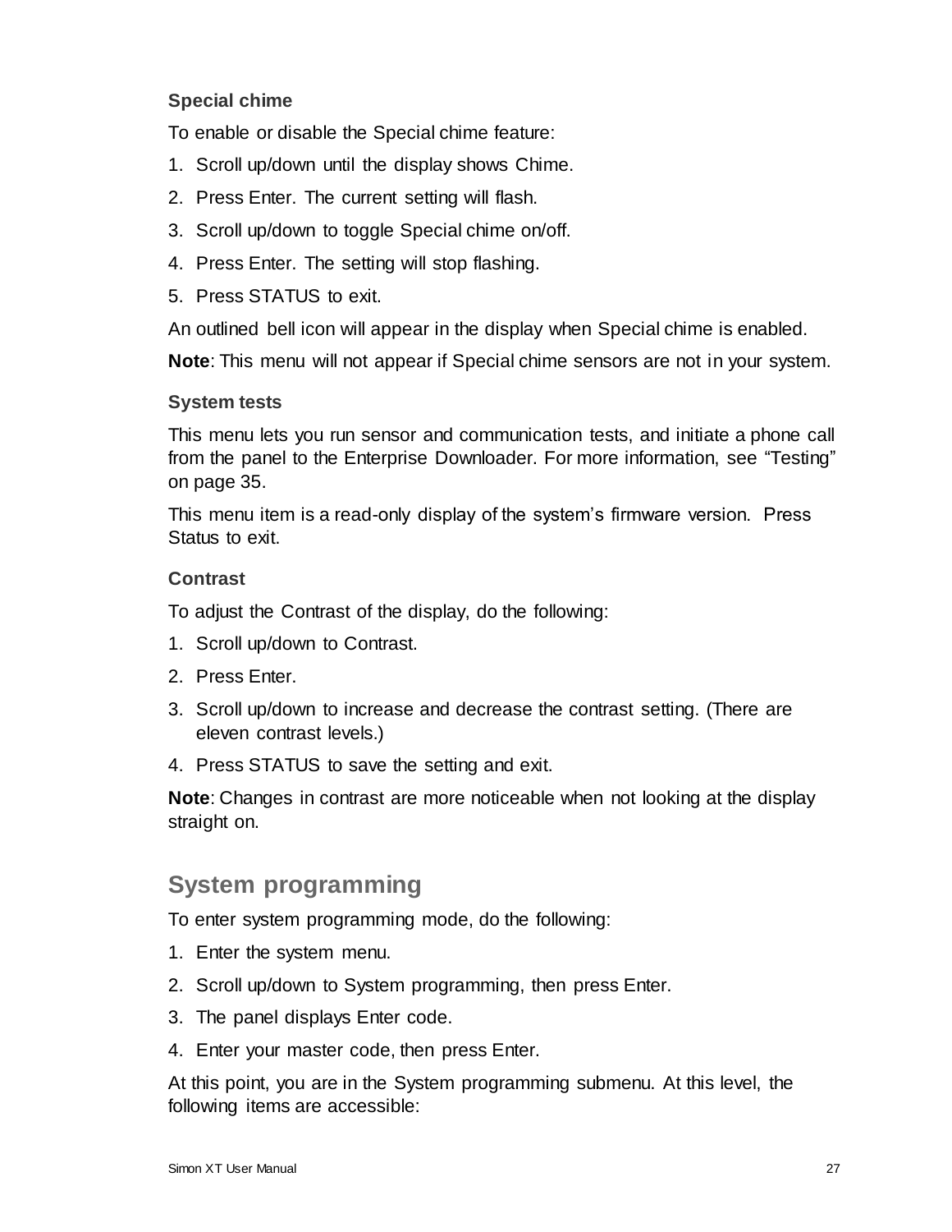### Special chime

To enable or disable the Special chime feature:

1. Scroll up/down until the display shows Chime.
2. Press Enter. The current setting will flash.
3. Scroll up/down to toggle Special chime on/off.
4. Press Enter. The setting will stop flashing.
5. Press STATUS to exit.

An outlined bell icon will appear in the display when Special chime is enabled.

**Note**: This menu will not appear if Special chime sensors are not in your system.

### System tests

This menu lets you run sensor and communication tests, and initiate a phone call from the panel to the Enterprise Downloader. For more information, see “Testing” on page 35.

This menu item is a read-only display of the system’s firmware version. Press Status to exit.

### Contrast

To adjust the Contrast of the display, do the following:

1. Scroll up/down to Contrast.
2. Press Enter.
3. Scroll up/down to increase and decrease the contrast setting. (There are eleven contrast levels.)
4. Press STATUS to save the setting and exit.

**Note**: Changes in contrast are more noticeable when not looking at the display straight on.

## System programming

To enter system programming mode, do the following:

1. Enter the system menu.
2. Scroll up/down to System programming, then press Enter.
3. The panel displays Enter code.
4. Enter your master code, then press Enter.

At this point, you are in the System programming submenu. At this level, the following items are accessible: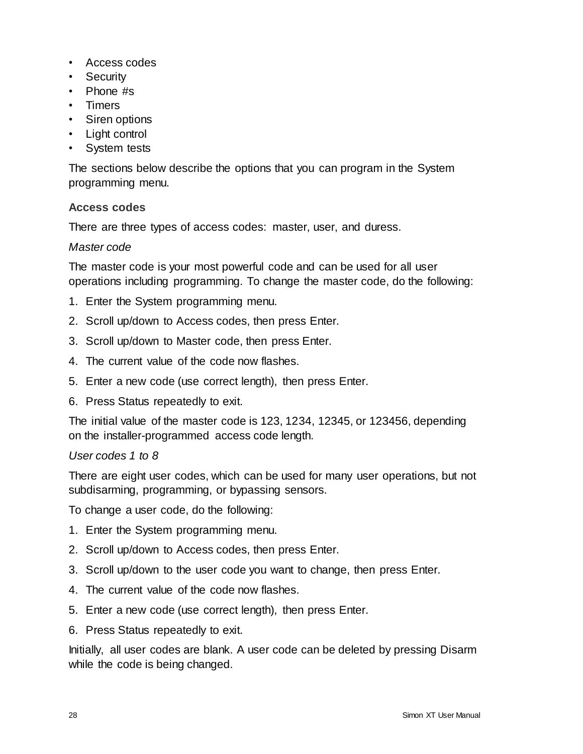- Access codes
- Security
- Phone #s
- Timers
- Siren options
- Light control
- System tests

The sections below describe the options that you can program in the System programming menu.

### Access codes

There are three types of access codes: master, user, and duress.

*Master code*

The master code is your most powerful code and can be used for all user operations including programming. To change the master code, do the following:

1. Enter the System programming menu.
2. Scroll up/down to Access codes, then press Enter.
3. Scroll up/down to Master code, then press Enter.
4. The current value of the code now flashes.
5. Enter a new code (use correct length), then press Enter.
6. Press Status repeatedly to exit.

The initial value of the master code is 123, 1234, 12345, or 123456, depending on the installer-programmed access code length.

*User codes 1 to 8*

There are eight user codes, which can be used for many user operations, but not subdisarming, programming, or bypassing sensors.

To change a user code, do the following:

1. Enter the System programming menu.
2. Scroll up/down to Access codes, then press Enter.
3. Scroll up/down to the user code you want to change, then press Enter.
4. The current value of the code now flashes.
5. Enter a new code (use correct length), then press Enter.
6. Press Status repeatedly to exit.

Initially, all user codes are blank. A user code can be deleted by pressing Disarm while the code is being changed.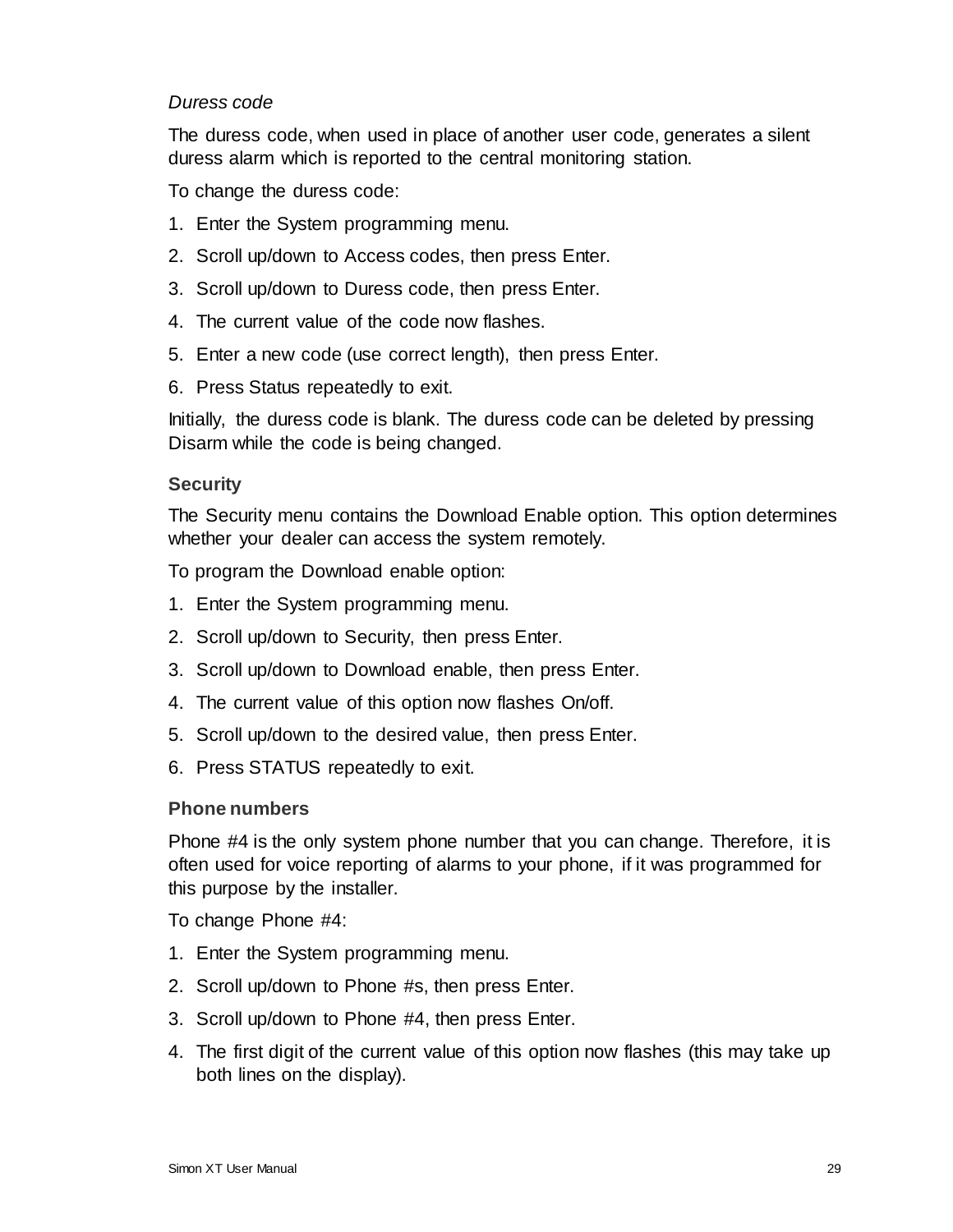*Duress code*

The duress code, when used in place of another user code, generates a silent duress alarm which is reported to the central monitoring station.

To change the duress code:

1. Enter the System programming menu.
2. Scroll up/down to Access codes, then press Enter.
3. Scroll up/down to Duress code, then press Enter.
4. The current value of the code now flashes.
5. Enter a new code (use correct length), then press Enter.
6. Press Status repeatedly to exit.

Initially, the duress code is blank. The duress code can be deleted by pressing Disarm while the code is being changed.

### Security

The Security menu contains the Download Enable option. This option determines whether your dealer can access the system remotely.

To program the Download enable option:

1. Enter the System programming menu.
2. Scroll up/down to Security, then press Enter.
3. Scroll up/down to Download enable, then press Enter.
4. The current value of this option now flashes On/off.
5. Scroll up/down to the desired value, then press Enter.
6. Press STATUS repeatedly to exit.

### Phone numbers

Phone #4 is the only system phone number that you can change. Therefore, it is often used for voice reporting of alarms to your phone, if it was programmed for this purpose by the installer.

To change Phone #4:

1. Enter the System programming menu.
2. Scroll up/down to Phone #s, then press Enter.
3. Scroll up/down to Phone #4, then press Enter.
4. The first digit of the current value of this option now flashes (this may take up both lines on the display).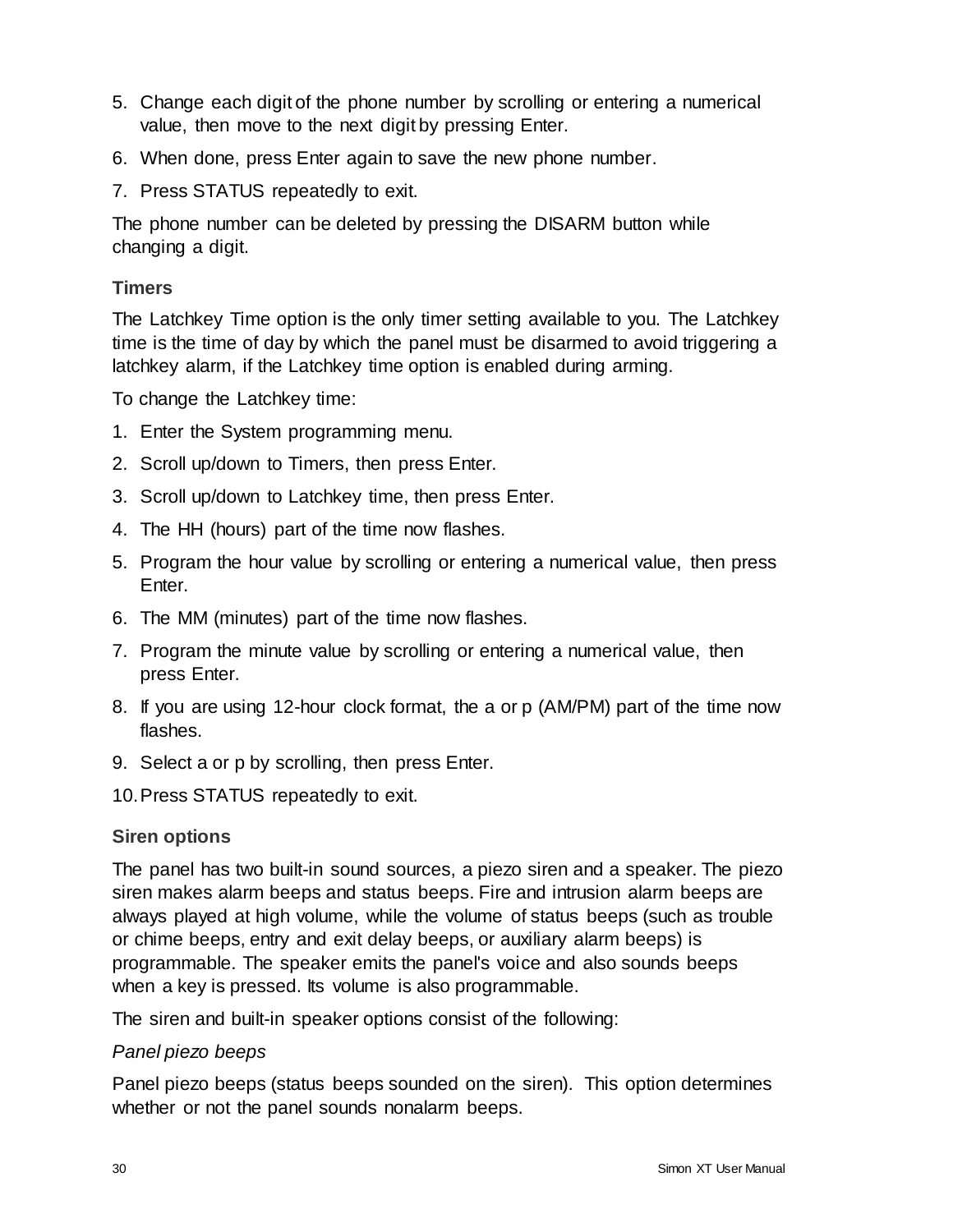5. Change each digit of the phone number by scrolling or entering a numerical value, then move to the next digit by pressing Enter.
6. When done, press Enter again to save the new phone number.
7. Press STATUS repeatedly to exit.

The phone number can be deleted by pressing the DISARM button while changing a digit.

### Timers

The Latchkey Time option is the only timer setting available to you. The Latchkey time is the time of day by which the panel must be disarmed to avoid triggering a latchkey alarm, if the Latchkey time option is enabled during arming.

To change the Latchkey time:

1. Enter the System programming menu.
2. Scroll up/down to Timers, then press Enter.
3. Scroll up/down to Latchkey time, then press Enter.
4. The HH (hours) part of the time now flashes.
5. Program the hour value by scrolling or entering a numerical value, then press Enter.
6. The MM (minutes) part of the time now flashes.
7. Program the minute value by scrolling or entering a numerical value, then press Enter.
8. If you are using 12-hour clock format, the a or p (AM/PM) part of the time now flashes.
9. Select a or p by scrolling, then press Enter.
10. Press STATUS repeatedly to exit.

### Siren options

The panel has two built-in sound sources, a piezo siren and a speaker. The piezo siren makes alarm beeps and status beeps. Fire and intrusion alarm beeps are always played at high volume, while the volume of status beeps (such as trouble or chime beeps, entry and exit delay beeps, or auxiliary alarm beeps) is programmable. The speaker emits the panel's voice and also sounds beeps when a key is pressed. Its volume is also programmable.

The siren and built-in speaker options consist of the following:

*Panel piezo beeps*

Panel piezo beeps (status beeps sounded on the siren). This option determines whether or not the panel sounds nonalarm beeps.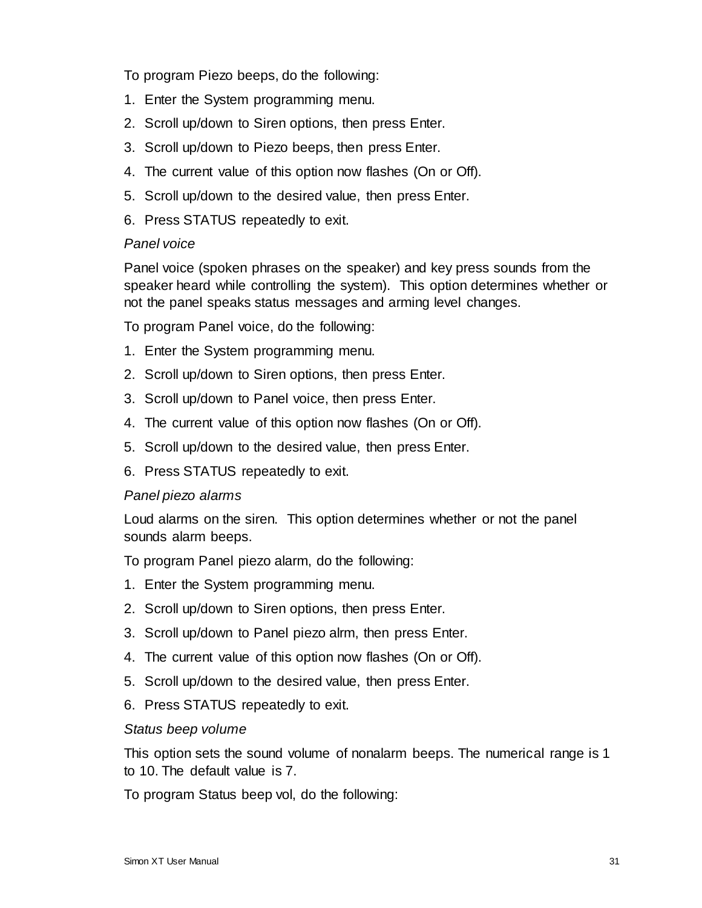To program Piezo beeps, do the following:

1. Enter the System programming menu.
2. Scroll up/down to Siren options, then press Enter.
3. Scroll up/down to Piezo beeps, then press Enter.
4. The current value of this option now flashes (On or Off).
5. Scroll up/down to the desired value, then press Enter.
6. Press STATUS repeatedly to exit.

*Panel voice*

Panel voice (spoken phrases on the speaker) and key press sounds from the speaker heard while controlling the system). This option determines whether or not the panel speaks status messages and arming level changes.

To program Panel voice, do the following:

1. Enter the System programming menu.
2. Scroll up/down to Siren options, then press Enter.
3. Scroll up/down to Panel voice, then press Enter.
4. The current value of this option now flashes (On or Off).
5. Scroll up/down to the desired value, then press Enter.
6. Press STATUS repeatedly to exit.

*Panel piezo alarms*

Loud alarms on the siren. This option determines whether or not the panel sounds alarm beeps.

To program Panel piezo alarm, do the following:

1. Enter the System programming menu.
2. Scroll up/down to Siren options, then press Enter.
3. Scroll up/down to Panel piezo alrm, then press Enter.
4. The current value of this option now flashes (On or Off).
5. Scroll up/down to the desired value, then press Enter.
6. Press STATUS repeatedly to exit.

*Status beep volume*

This option sets the sound volume of nonalarm beeps. The numerical range is 1 to 10. The default value is 7.

To program Status beep vol, do the following: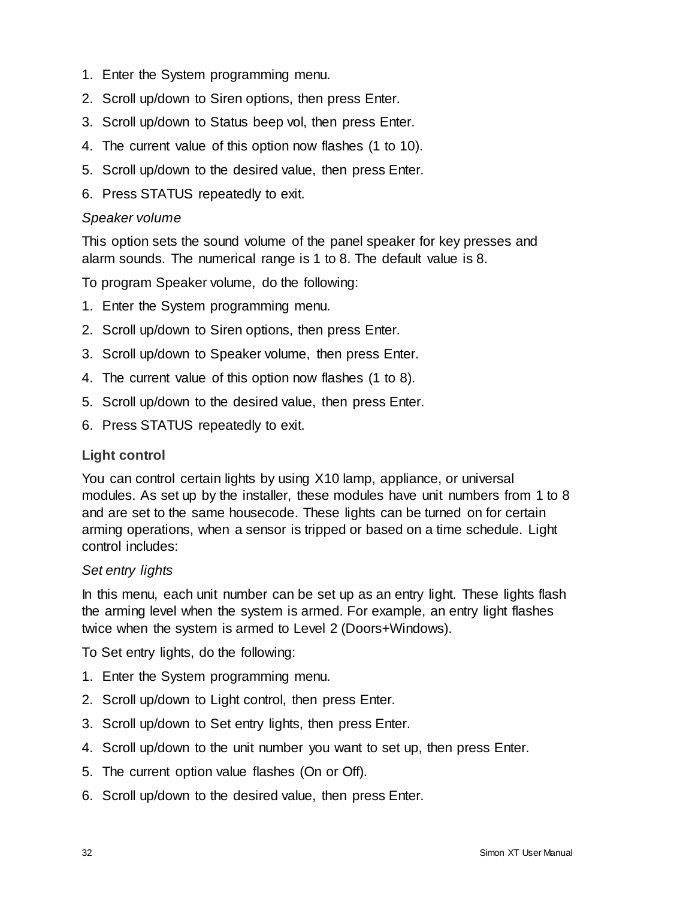1. Enter the System programming menu.
2. Scroll up/down to Siren options, then press Enter.
3. Scroll up/down to Status beep vol, then press Enter.
4. The current value of this option now flashes (1 to 10).
5. Scroll up/down to the desired value, then press Enter.
6. Press STATUS repeatedly to exit.

*Speaker volume*

This option sets the sound volume of the panel speaker for key presses and alarm sounds. The numerical range is 1 to 8. The default value is 8.

To program Speaker volume, do the following:

1. Enter the System programming menu.
2. Scroll up/down to Siren options, then press Enter.
3. Scroll up/down to Speaker volume, then press Enter.
4. The current value of this option now flashes (1 to 8).
5. Scroll up/down to the desired value, then press Enter.
6. Press STATUS repeatedly to exit.

### Light control

You can control certain lights by using X10 lamp, appliance, or universal modules. As set up by the installer, these modules have unit numbers from 1 to 8 and are set to the same housecode. These lights can be turned on for certain arming operations, when a sensor is tripped or based on a time schedule. Light control includes:

*Set entry lights*

In this menu, each unit number can be set up as an entry light. These lights flash the arming level when the system is armed. For example, an entry light flashes twice when the system is armed to Level 2 (Doors+Windows).

To Set entry lights, do the following:

1. Enter the System programming menu.
2. Scroll up/down to Light control, then press Enter.
3. Scroll up/down to Set entry lights, then press Enter.
4. Scroll up/down to the unit number you want to set up, then press Enter.
5. The current option value flashes (On or Off).
6. Scroll up/down to the desired value, then press Enter.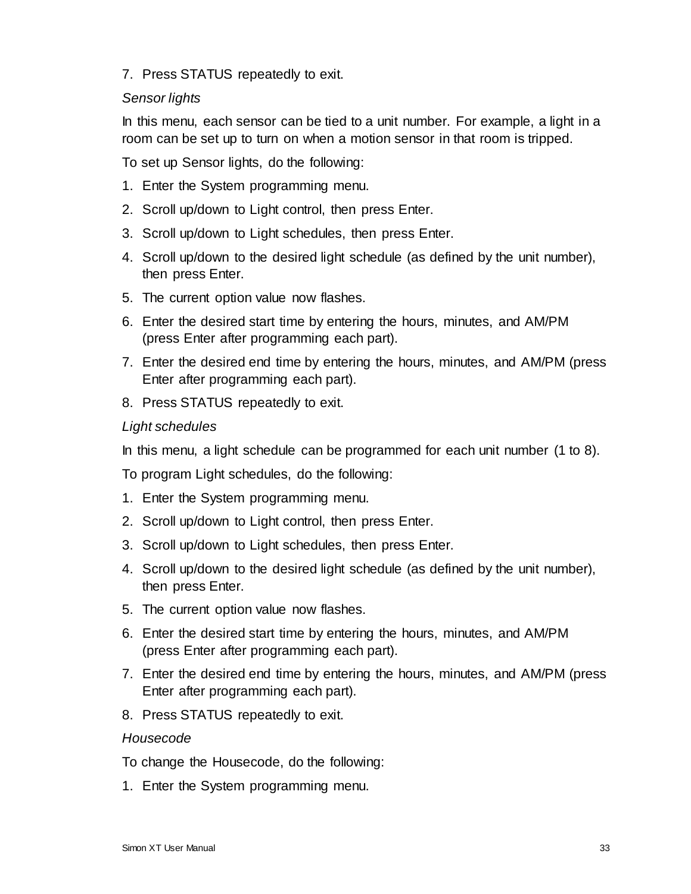7. Press STATUS repeatedly to exit.

*Sensor lights*

In this menu, each sensor can be tied to a unit number. For example, a light in a room can be set up to turn on when a motion sensor in that room is tripped.

To set up Sensor lights, do the following:

1. Enter the System programming menu.
2. Scroll up/down to Light control, then press Enter.
3. Scroll up/down to Light schedules, then press Enter.
4. Scroll up/down to the desired light schedule (as defined by the unit number), then press Enter.
5. The current option value now flashes.
6. Enter the desired start time by entering the hours, minutes, and AM/PM (press Enter after programming each part).
7. Enter the desired end time by entering the hours, minutes, and AM/PM (press Enter after programming each part).
8. Press STATUS repeatedly to exit.

*Light schedules*

In this menu, a light schedule can be programmed for each unit number (1 to 8).

To program Light schedules, do the following:

1. Enter the System programming menu.
2. Scroll up/down to Light control, then press Enter.
3. Scroll up/down to Light schedules, then press Enter.
4. Scroll up/down to the desired light schedule (as defined by the unit number), then press Enter.
5. The current option value now flashes.
6. Enter the desired start time by entering the hours, minutes, and AM/PM (press Enter after programming each part).
7. Enter the desired end time by entering the hours, minutes, and AM/PM (press Enter after programming each part).
8. Press STATUS repeatedly to exit.

*Housecode*

To change the Housecode, do the following:

1. Enter the System programming menu.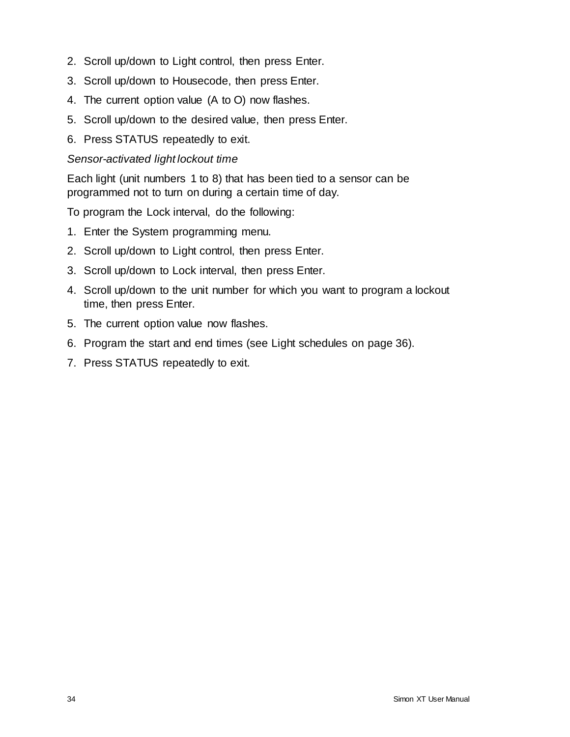2. Scroll up/down to Light control, then press Enter.
3. Scroll up/down to Housecode, then press Enter.
4. The current option value (A to O) now flashes.
5. Scroll up/down to the desired value, then press Enter.
6. Press STATUS repeatedly to exit.

*Sensor-activated light lockout time*

Each light (unit numbers 1 to 8) that has been tied to a sensor can be programmed not to turn on during a certain time of day.

To program the Lock interval, do the following:

1. Enter the System programming menu.
2. Scroll up/down to Light control, then press Enter.
3. Scroll up/down to Lock interval, then press Enter.
4. Scroll up/down to the unit number for which you want to program a lockout time, then press Enter.
5. The current option value now flashes.
6. Program the start and end times (see Light schedules on page 36).
7. Press STATUS repeatedly to exit.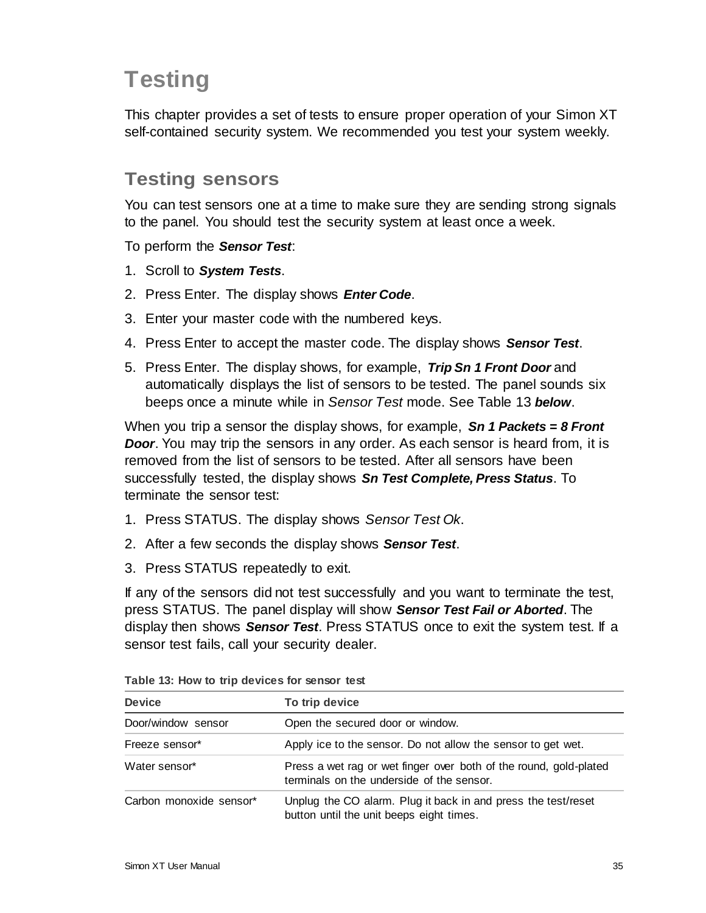# Testing

This chapter provides a set of tests to ensure proper operation of your Simon XT self-contained security system. We recommended you test your system weekly.

## Testing sensors

You can test sensors one at a time to make sure they are sending strong signals to the panel. You should test the security system at least once a week.

To perform the ***Sensor Test***:

1. Scroll to ***System Tests***.
2. Press Enter. The display shows ***Enter Code***.
3. Enter your master code with the numbered keys.
4. Press Enter to accept the master code. The display shows ***Sensor Test***.
5. Press Enter. The display shows, for example, ***Trip Sn 1 Front Door*** and automatically displays the list of sensors to be tested. The panel sounds six beeps once a minute while in *Sensor Test* mode. See Table 13 ***below***.

When you trip a sensor the display shows, for example, ***Sn 1 Packets = 8 Front Door***. You may trip the sensors in any order. As each sensor is heard from, it is removed from the list of sensors to be tested. After all sensors have been successfully tested, the display shows ***Sn Test Complete, Press Status***. To terminate the sensor test:

1. Press STATUS. The display shows *Sensor Test Ok*.
2. After a few seconds the display shows ***Sensor Test***.
3. Press STATUS repeatedly to exit.

If any of the sensors did not test successfully and you want to terminate the test, press STATUS. The panel display will show ***Sensor Test Fail or Aborted***. The display then shows ***Sensor Test***. Press STATUS once to exit the system test. If a sensor test fails, call your security dealer.

**Table 13: How to trip devices for sensor test**

| Device | To trip device |
|---|---|
| Door/window sensor | Open the secured door or window. |
| Freeze sensor* | Apply ice to the sensor. Do not allow the sensor to get wet. |
| Water sensor* | Press a wet rag or wet finger over both of the round, gold-plated terminals on the underside of the sensor. |
| Carbon monoxide sensor* | Unplug the CO alarm. Plug it back in and press the test/reset button until the unit beeps eight times. |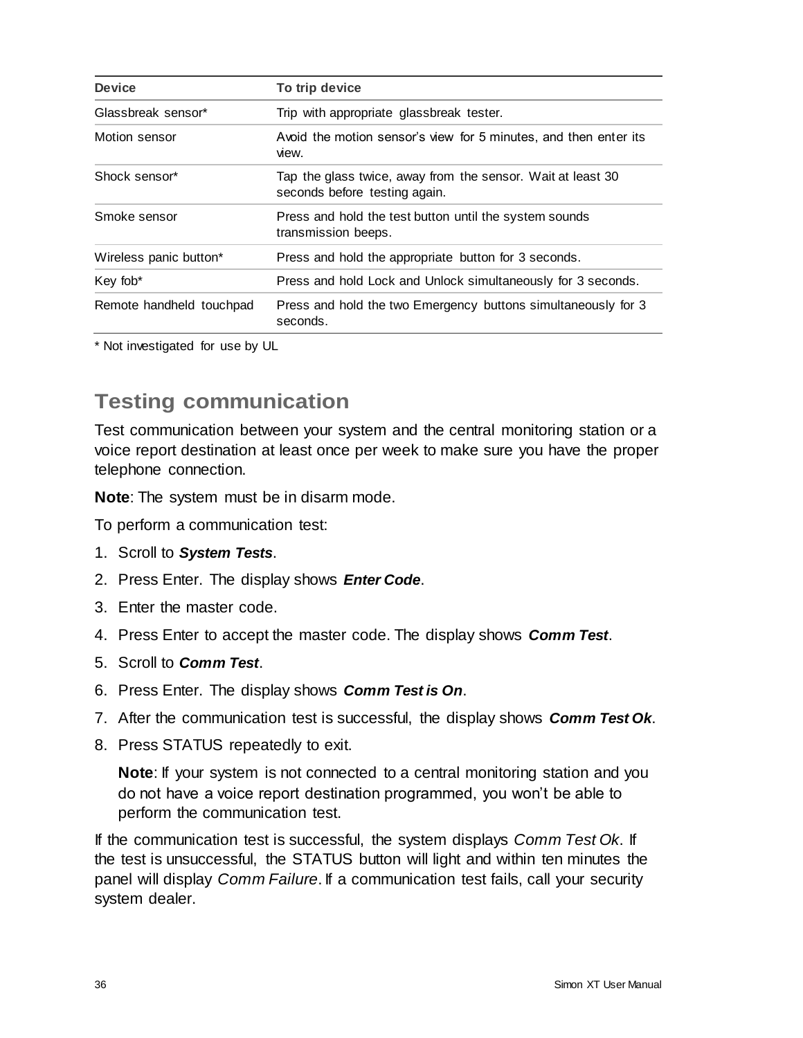| Device | To trip device |
| --- | --- |
| Glassbreak sensor* | Trip with appropriate glassbreak tester. |
| Motion sensor | Avoid the motion sensor's view for 5 minutes, and then enter its view. |
| Shock sensor* | Tap the glass twice, away from the sensor. Wait at least 30 seconds before testing again. |
| Smoke sensor | Press and hold the test button until the system sounds transmission beeps. |
| Wireless panic button* | Press and hold the appropriate button for 3 seconds. |
| Key fob* | Press and hold Lock and Unlock simultaneously for 3 seconds. |
| Remote handheld touchpad | Press and hold the two Emergency buttons simultaneously for 3 seconds. |

* Not investigated for use by UL

## Testing communication

Test communication between your system and the central monitoring station or a voice report destination at least once per week to make sure you have the proper telephone connection.

**Note**: The system must be in disarm mode.

To perform a communication test:

1. Scroll to ***System Tests***.
2. Press Enter. The display shows ***Enter Code***.
3. Enter the master code.
4. Press Enter to accept the master code. The display shows ***Comm Test***.
5. Scroll to ***Comm Test***.
6. Press Enter. The display shows ***Comm Test is On***.
7. After the communication test is successful, the display shows ***Comm Test Ok***.
8. Press STATUS repeatedly to exit.

   **Note**: If your system is not connected to a central monitoring station and you do not have a voice report destination programmed, you won't be able to perform the communication test.

If the communication test is successful, the system displays *Comm Test Ok*. If the test is unsuccessful, the STATUS button will light and within ten minutes the panel will display *Comm Failure*. If a communication test fails, call your security system dealer.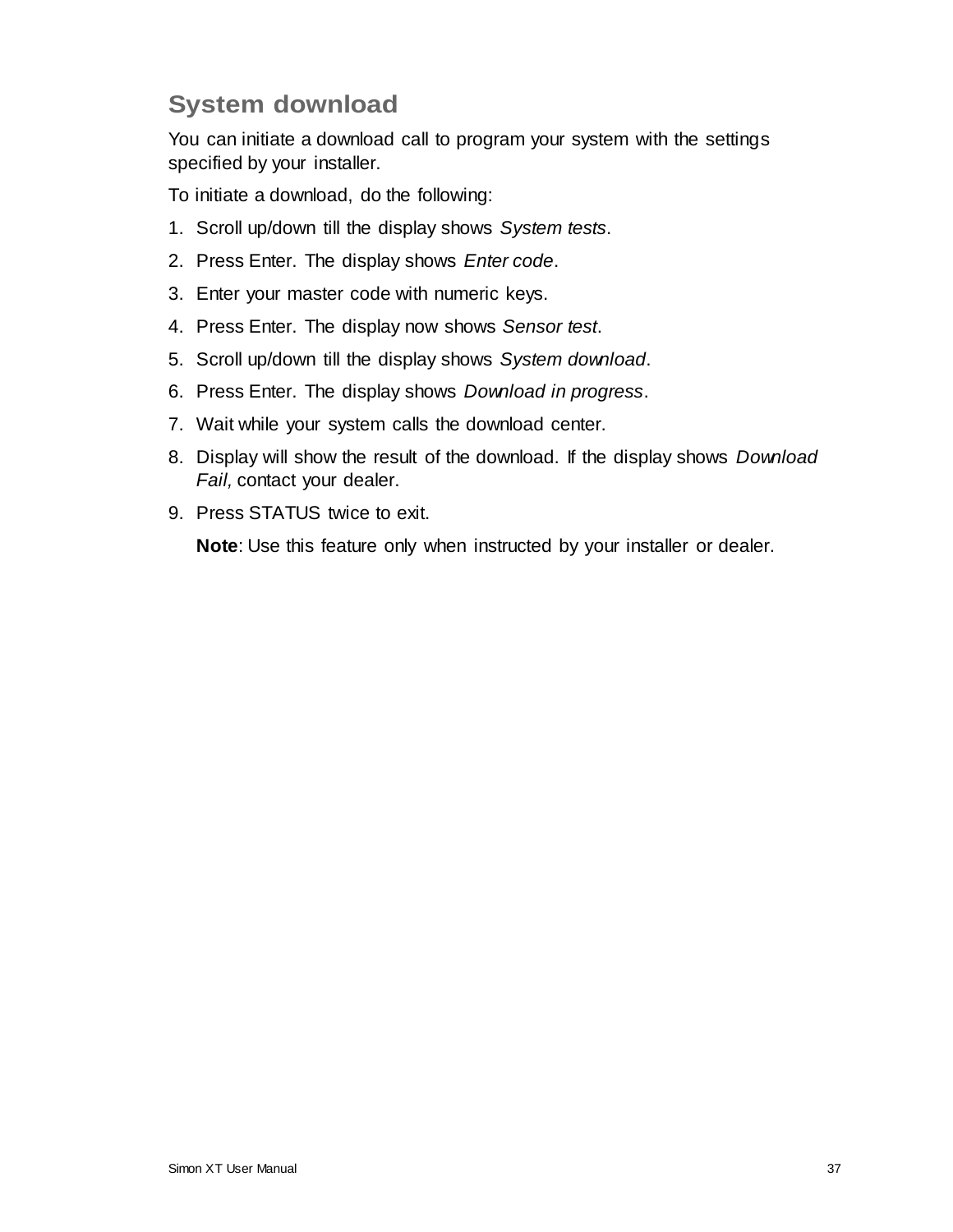## System download

You can initiate a download call to program your system with the settings specified by your installer.

To initiate a download, do the following:

1. Scroll up/down till the display shows *System tests*.
2. Press Enter. The display shows *Enter code*.
3. Enter your master code with numeric keys.
4. Press Enter. The display now shows *Sensor test*.
5. Scroll up/down till the display shows *System download*.
6. Press Enter. The display shows *Download in progress*.
7. Wait while your system calls the download center.
8. Display will show the result of the download. If the display shows *Download Fail,* contact your dealer.
9. Press STATUS twice to exit.

   **Note**: Use this feature only when instructed by your installer or dealer.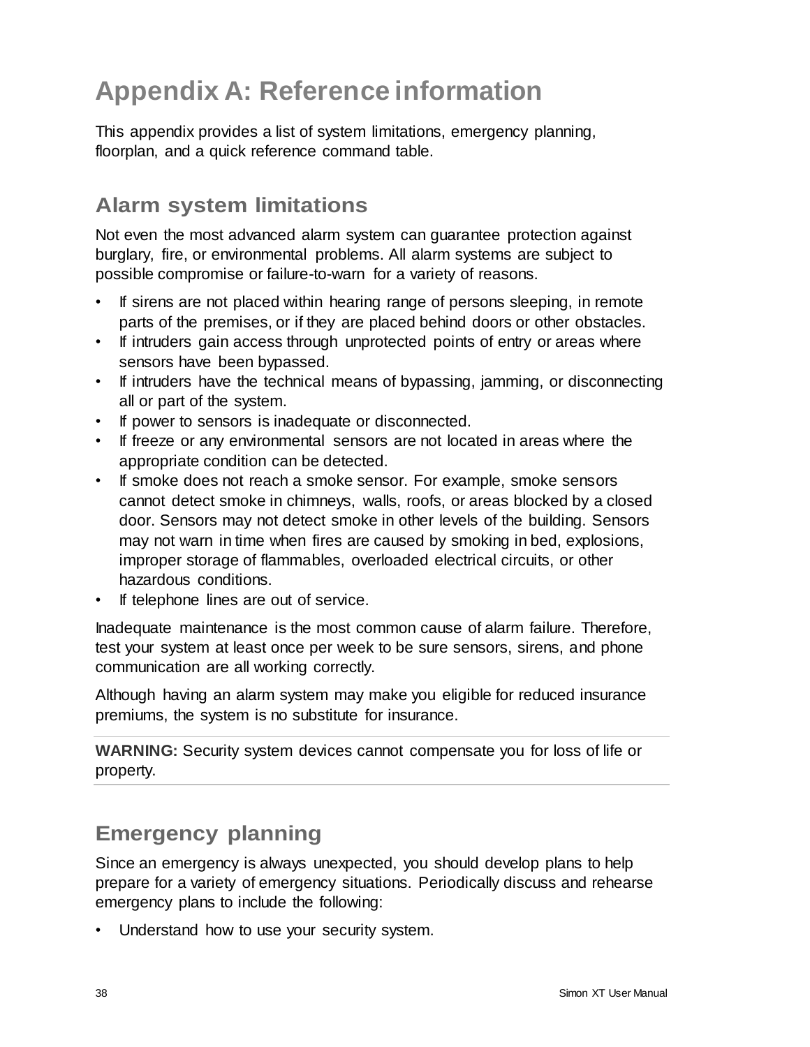# Appendix A: Reference information

This appendix provides a list of system limitations, emergency planning, floorplan, and a quick reference command table.

## Alarm system limitations

Not even the most advanced alarm system can guarantee protection against burglary, fire, or environmental problems. All alarm systems are subject to possible compromise or failure-to-warn for a variety of reasons.

- If sirens are not placed within hearing range of persons sleeping, in remote parts of the premises, or if they are placed behind doors or other obstacles.
- If intruders gain access through unprotected points of entry or areas where sensors have been bypassed.
- If intruders have the technical means of bypassing, jamming, or disconnecting all or part of the system.
- If power to sensors is inadequate or disconnected.
- If freeze or any environmental sensors are not located in areas where the appropriate condition can be detected.
- If smoke does not reach a smoke sensor. For example, smoke sensors cannot detect smoke in chimneys, walls, roofs, or areas blocked by a closed door. Sensors may not detect smoke in other levels of the building. Sensors may not warn in time when fires are caused by smoking in bed, explosions, improper storage of flammables, overloaded electrical circuits, or other hazardous conditions.
- If telephone lines are out of service.

Inadequate maintenance is the most common cause of alarm failure. Therefore, test your system at least once per week to be sure sensors, sirens, and phone communication are all working correctly.

Although having an alarm system may make you eligible for reduced insurance premiums, the system is no substitute for insurance.

**WARNING:** Security system devices cannot compensate you for loss of life or property.

## Emergency planning

Since an emergency is always unexpected, you should develop plans to help prepare for a variety of emergency situations. Periodically discuss and rehearse emergency plans to include the following:

- Understand how to use your security system.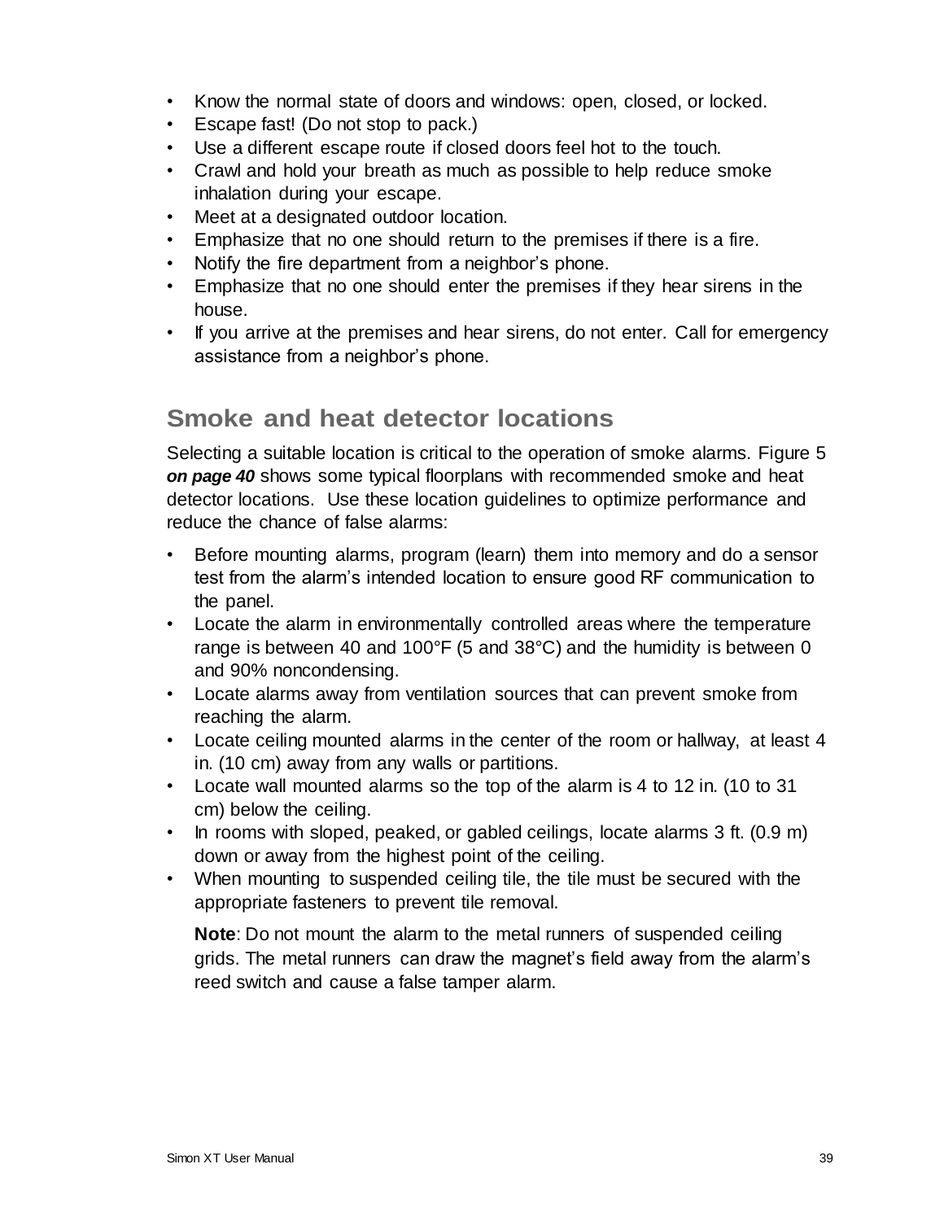- Know the normal state of doors and windows: open, closed, or locked.
- Escape fast! (Do not stop to pack.)
- Use a different escape route if closed doors feel hot to the touch.
- Crawl and hold your breath as much as possible to help reduce smoke inhalation during your escape.
- Meet at a designated outdoor location.
- Emphasize that no one should return to the premises if there is a fire.
- Notify the fire department from a neighbor's phone.
- Emphasize that no one should enter the premises if they hear sirens in the house.
- If you arrive at the premises and hear sirens, do not enter. Call for emergency assistance from a neighbor's phone.

## Smoke and heat detector locations

Selecting a suitable location is critical to the operation of smoke alarms. Figure 5 ***on page 40*** shows some typical floorplans with recommended smoke and heat detector locations. Use these location guidelines to optimize performance and reduce the chance of false alarms:

- Before mounting alarms, program (learn) them into memory and do a sensor test from the alarm's intended location to ensure good RF communication to the panel.
- Locate the alarm in environmentally controlled areas where the temperature range is between 40 and 100°F (5 and 38°C) and the humidity is between 0 and 90% noncondensing.
- Locate alarms away from ventilation sources that can prevent smoke from reaching the alarm.
- Locate ceiling mounted alarms in the center of the room or hallway, at least 4 in. (10 cm) away from any walls or partitions.
- Locate wall mounted alarms so the top of the alarm is 4 to 12 in. (10 to 31 cm) below the ceiling.
- In rooms with sloped, peaked, or gabled ceilings, locate alarms 3 ft. (0.9 m) down or away from the highest point of the ceiling.
- When mounting to suspended ceiling tile, the tile must be secured with the appropriate fasteners to prevent tile removal.

  **Note**: Do not mount the alarm to the metal runners of suspended ceiling grids. The metal runners can draw the magnet's field away from the alarm's reed switch and cause a false tamper alarm.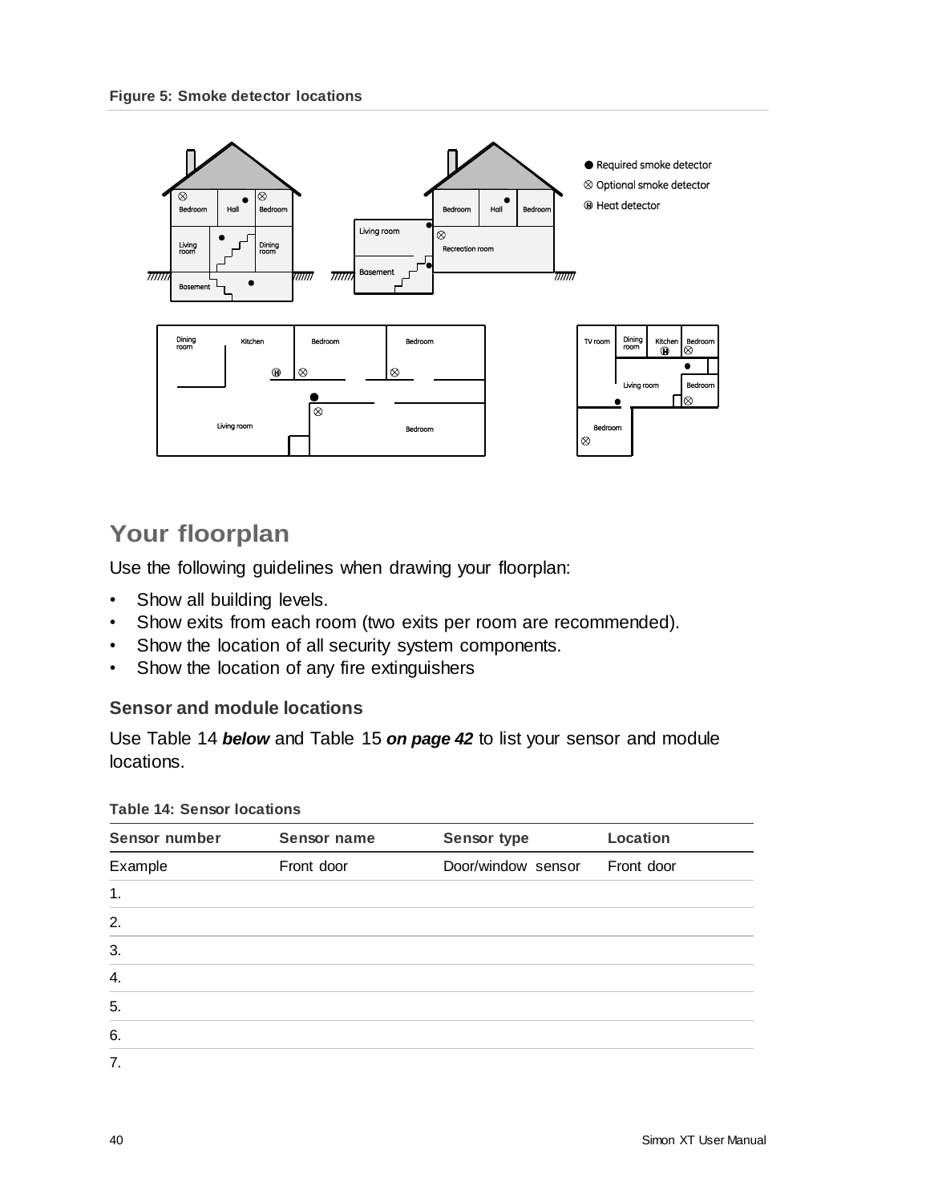**Figure 5: Smoke detector locations**

## Your floorplan

Use the following guidelines when drawing your floorplan:

- Show all building levels.
- Show exits from each room (two exits per room are recommended).
- Show the location of all security system components.
- Show the location of any fire extinguishers

### Sensor and module locations

Use Table 14 ***below*** and Table 15 ***on page 42*** to list your sensor and module locations.

**Table 14: Sensor locations**

| Sensor number | Sensor name | Sensor type | Location |
|---|---|---|---|
| Example | Front door | Door/window sensor | Front door |
| 1. | | | |
| 2. | | | |
| 3. | | | |
| 4. | | | |
| 5. | | | |
| 6. | | | |
| 7. | | | |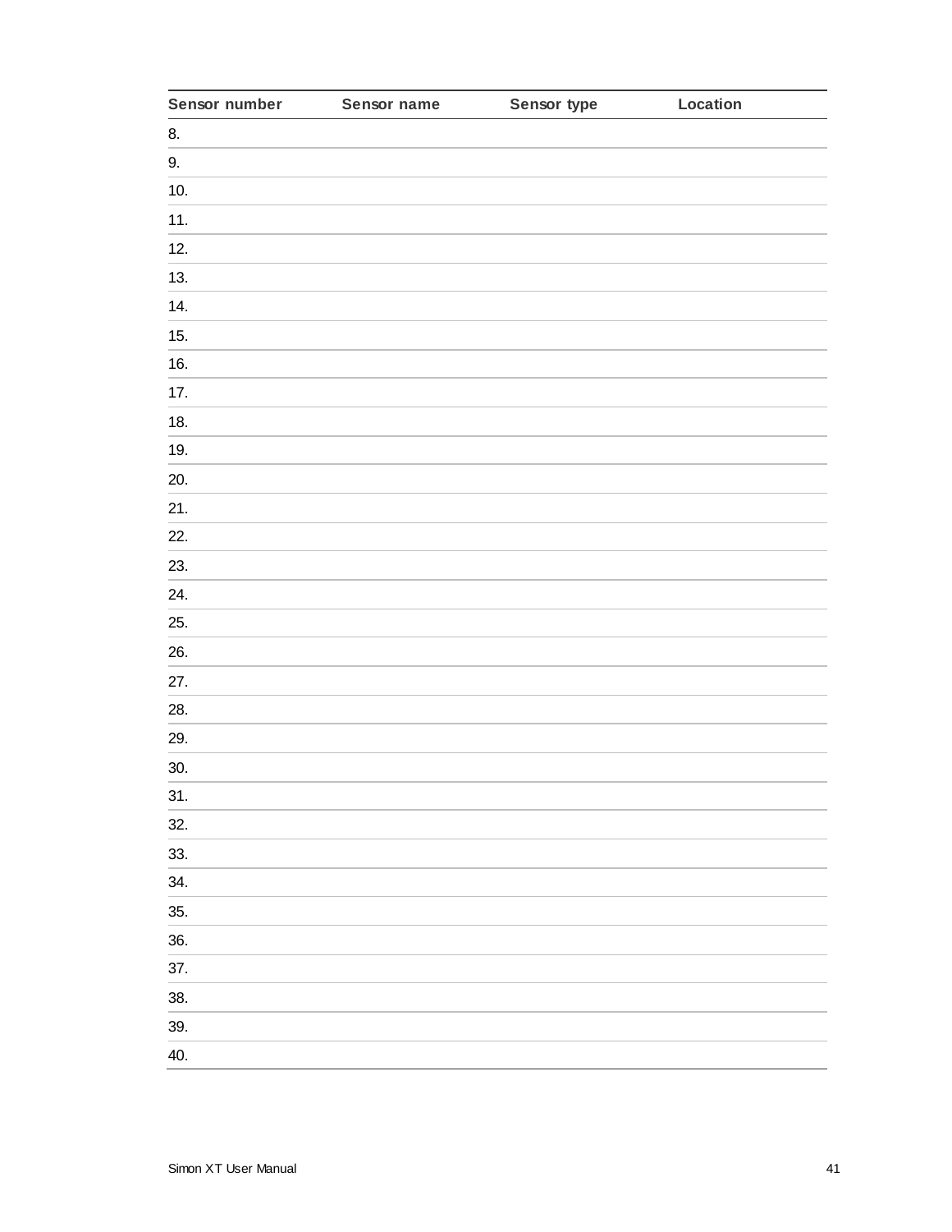| Sensor number | Sensor name | Sensor type | Location |
|---|---|---|---|
| 8. | | | |
| 9. | | | |
| 10. | | | |
| 11. | | | |
| 12. | | | |
| 13. | | | |
| 14. | | | |
| 15. | | | |
| 16. | | | |
| 17. | | | |
| 18. | | | |
| 19. | | | |
| 20. | | | |
| 21. | | | |
| 22. | | | |
| 23. | | | |
| 24. | | | |
| 25. | | | |
| 26. | | | |
| 27. | | | |
| 28. | | | |
| 29. | | | |
| 30. | | | |
| 31. | | | |
| 32. | | | |
| 33. | | | |
| 34. | | | |
| 35. | | | |
| 36. | | | |
| 37. | | | |
| 38. | | | |
| 39. | | | |
| 40. | | | |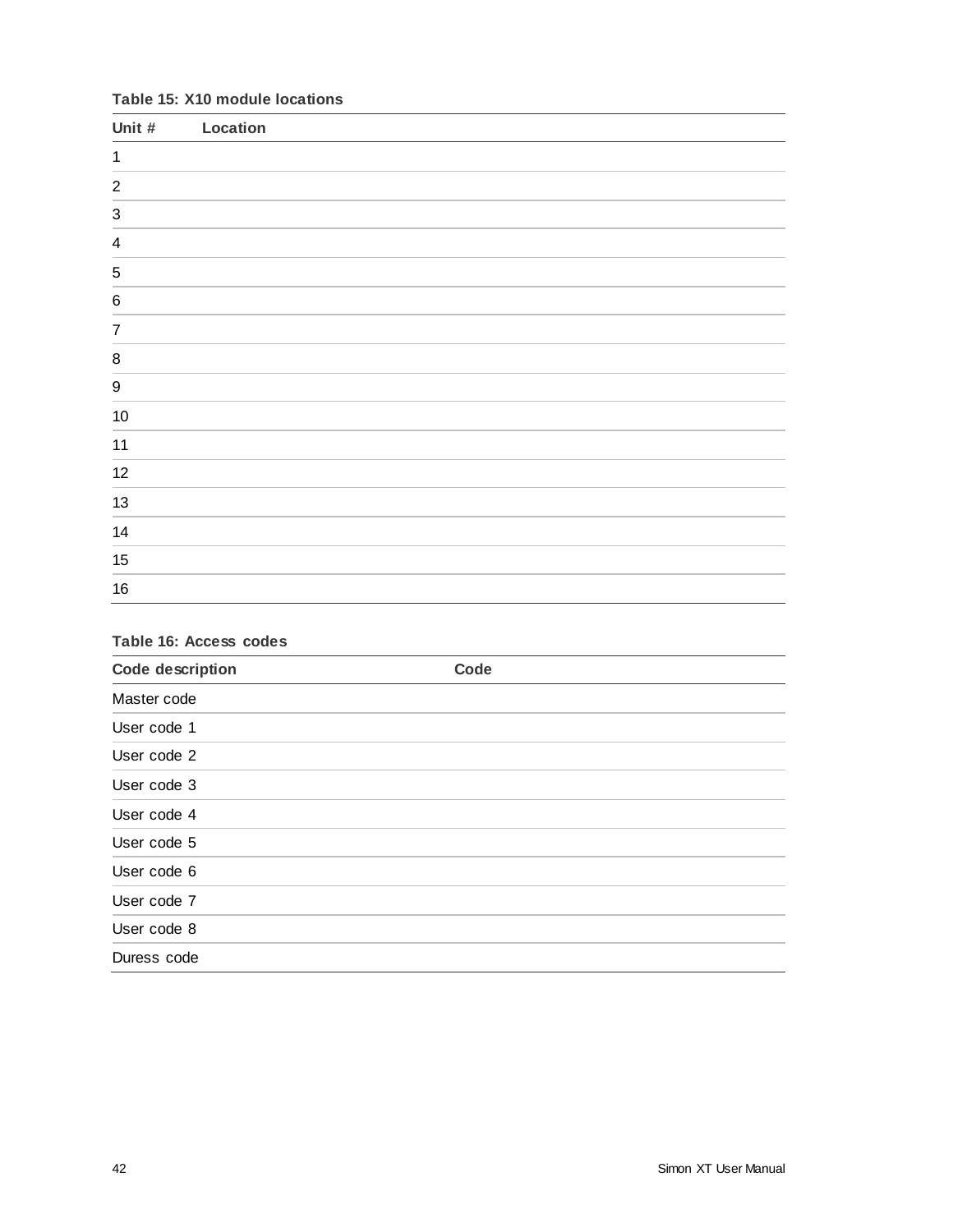**Table 15: X10 module locations**

| Unit # | Location |
|---|---|
| 1 | |
| 2 | |
| 3 | |
| 4 | |
| 5 | |
| 6 | |
| 7 | |
| 8 | |
| 9 | |
| 10 | |
| 11 | |
| 12 | |
| 13 | |
| 14 | |
| 15 | |
| 16 | |

**Table 16: Access codes**

| Code description | Code |
|---|---|
| Master code | |
| User code 1 | |
| User code 2 | |
| User code 3 | |
| User code 4 | |
| User code 5 | |
| User code 6 | |
| User code 7 | |
| User code 8 | |
| Duress code | |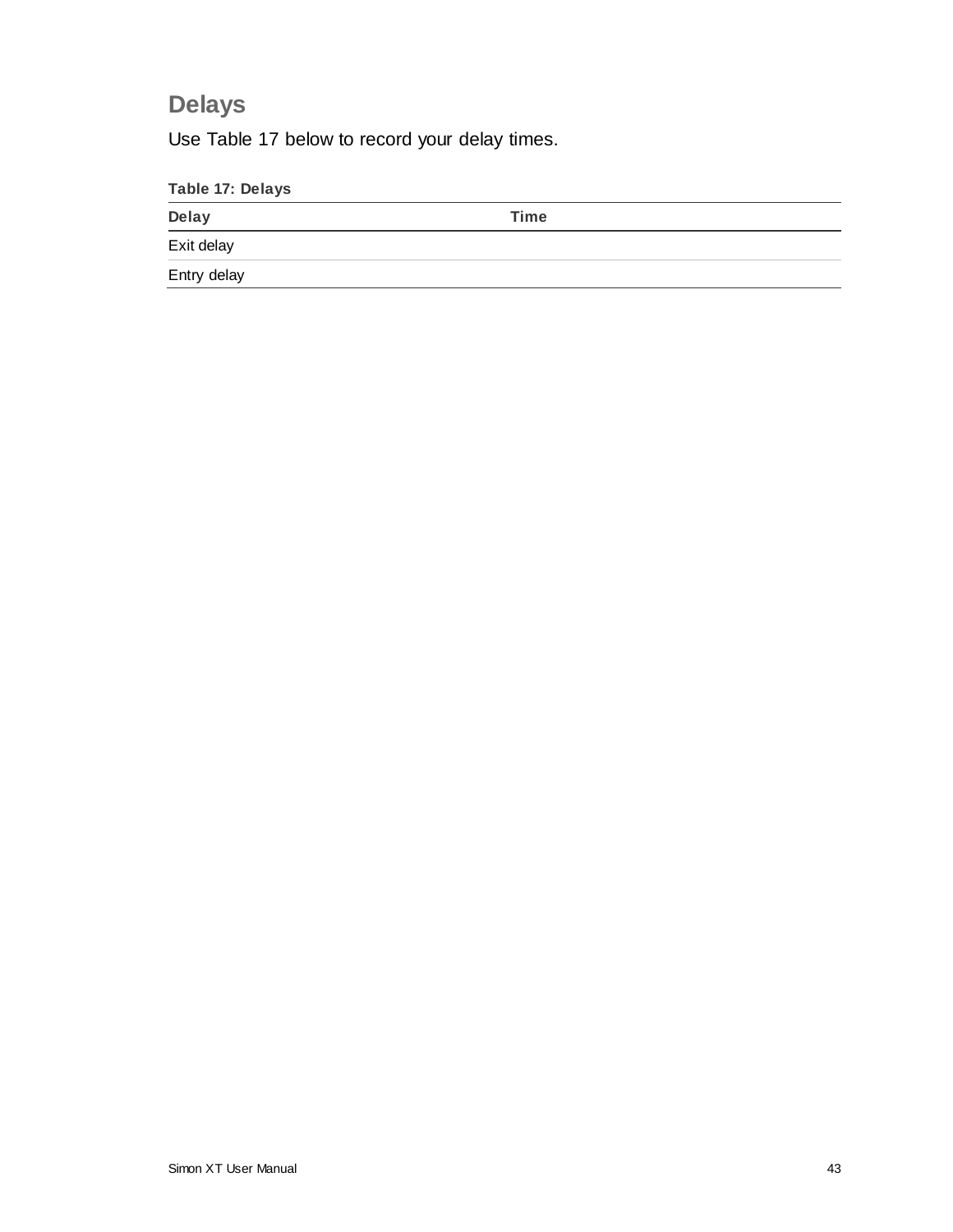## Delays

Use Table 17 below to record your delay times.

**Table 17: Delays**

| Delay | Time |
|---|---|
| Exit delay | |
| Entry delay | |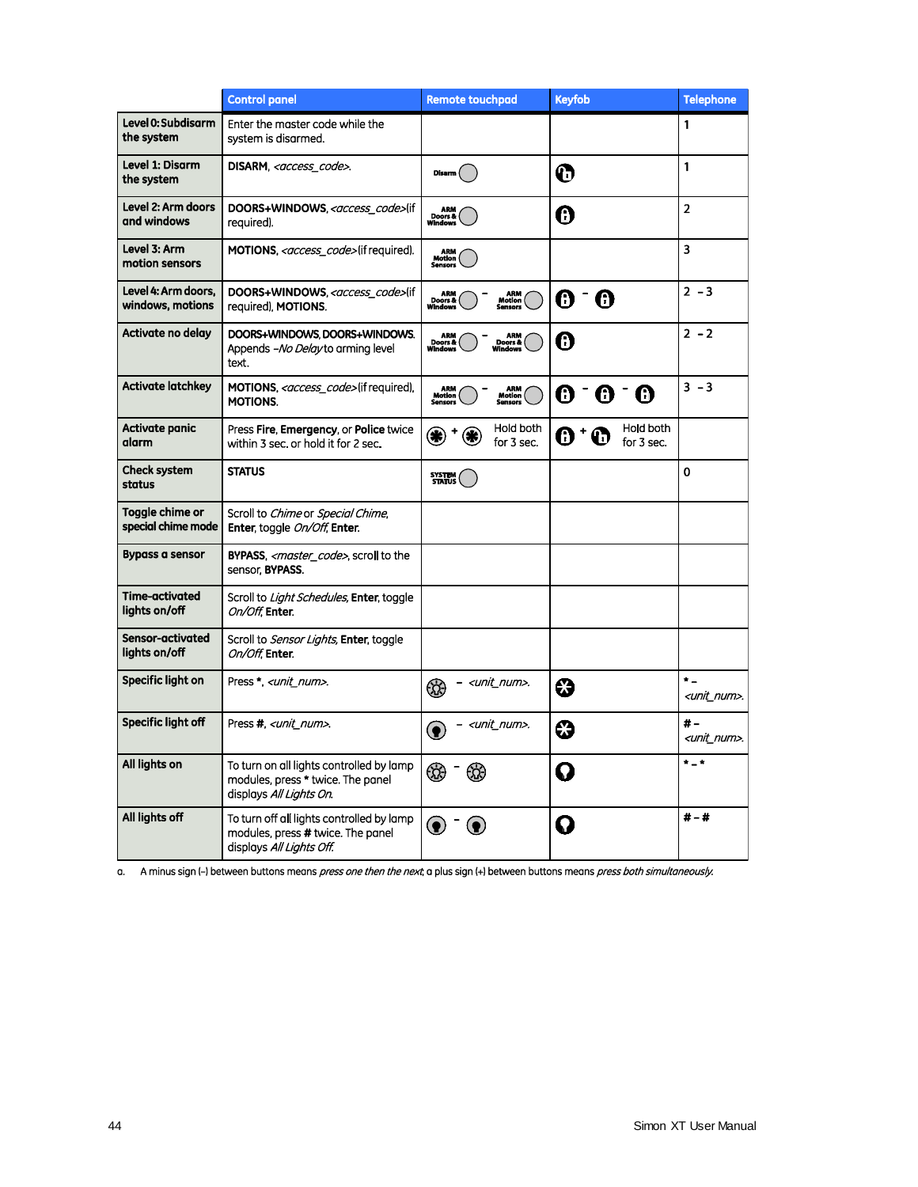| | Control panel | Remote touchpad | Keyfob | Telephone |
|---|---|---|---|---|
| **Level 0: Subdisarm the system** | Enter the master code while the system is disarmed. | | | 1 |
| **Level 1: Disarm the system** | **DISARM**, *<access_code>*. | Disarm | | 1 |
| **Level 2: Arm doors and windows** | **DOORS+WINDOWS**, *<access_code>* (if required). | ARM Doors & Windows | | 2 |
| **Level 3: Arm motion sensors** | **MOTIONS**, *<access_code>* (if required). | ARM Motion Sensors | | 3 |
| **Level 4: Arm doors, windows, motions** | **DOORS+WINDOWS**, *<access_code>* (if required), **MOTIONS**. | ARM Doors & Windows – ARM Motion Sensors | – | 2 – 3 |
| **Activate no delay** | **DOORS+WINDOWS, DOORS+WINDOWS.** Appends *–No Delay* to arming level text. | ARM Doors & Windows – ARM Doors & Windows | | 2 – 2 |
| **Activate latchkey** | **MOTIONS**, *<access_code>* (if required), **MOTIONS**. | ARM Motion Sensors – ARM Motion Sensors | – – | 3 – 3 |
| **Activate panic alarm** | Press **Fire**, **Emergency**, or **Police** twice within 3 sec. or hold it for 2 sec. | + Hold both for 3 sec. | + Hold both for 3 sec. | |
| **Check system status** | **STATUS** | SYSTEM STATUS | | 0 |
| **Toggle chime or special chime mode** | Scroll to *Chime* or *Special Chime*, **Enter**, toggle *On/Off*, **Enter**. | | | |
| **Bypass a sensor** | **BYPASS**, *<master_code>*, scroll to the sensor, **BYPASS**. | | | |
| **Time-activated lights on/off** | Scroll to *Light Schedules*, **Enter**, toggle *On/Off*, **Enter**. | | | |
| **Sensor-activated lights on/off** | Scroll to *Sensor Lights*, **Enter**, toggle *On/Off*, **Enter**. | | | |
| **Specific light on** | Press *****, *<unit_num>*. | – *<unit_num>*. | | * – *<unit_num>*. |
| **Specific light off** | Press **#**, *<unit_num>*. | – *<unit_num>*. | | # – *<unit_num>*. |
| **All lights on** | To turn on all lights controlled by lamp modules, press * twice. The panel displays *All Lights On*. | – | | * – * |
| **All lights off** | To turn off all lights controlled by lamp modules, press # twice. The panel displays *All Lights Off*. | – | | # – # |

a. A minus sign (–) between buttons means *press one then the next*; a plus sign (+) between buttons means *press both simultaneously*.